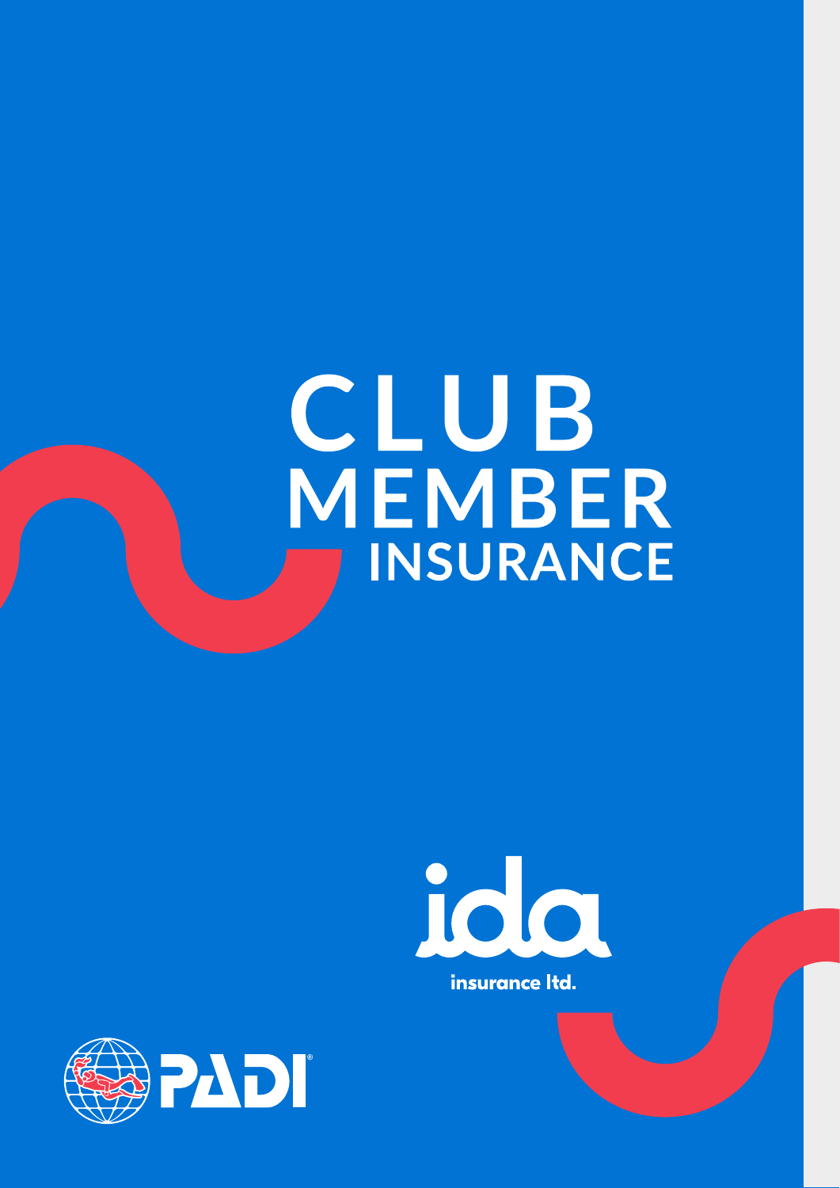# CLUB MEMBER INSURANCE

ida

insurance ltd.

PADI®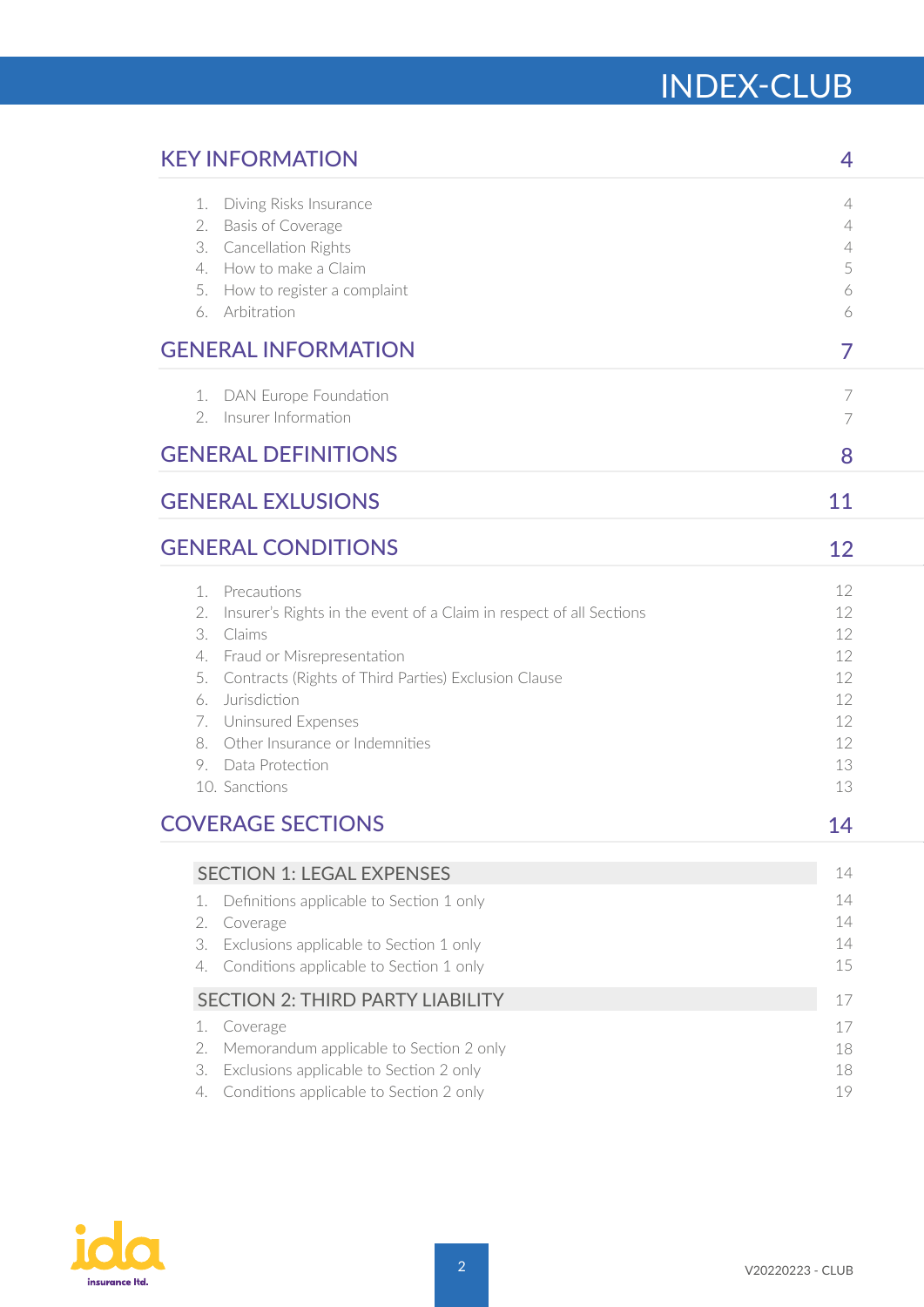# INDEX-CLUB

| | |
|---|---|
| **KEY INFORMATION** | **4** |
| 1. Diving Risks Insurance | 4 |
| 2. Basis of Coverage | 4 |
| 3. Cancellation Rights | 4 |
| 4. How to make a Claim | 5 |
| 5. How to register a complaint | 6 |
| 6. Arbitration | 6 |
| **GENERAL INFORMATION** | **7** |
| 1. DAN Europe Foundation | 7 |
| 2. Insurer Information | 7 |
| **GENERAL DEFINITIONS** | **8** |
| **GENERAL EXLUSIONS** | **11** |
| **GENERAL CONDITIONS** | **12** |
| 1. Precautions | 12 |
| 2. Insurer's Rights in the event of a Claim in respect of all Sections | 12 |
| 3. Claims | 12 |
| 4. Fraud or Misrepresentation | 12 |
| 5. Contracts (Rights of Third Parties) Exclusion Clause | 12 |
| 6. Jurisdiction | 12 |
| 7. Uninsured Expenses | 12 |
| 8. Other Insurance or Indemnities | 12 |
| 9. Data Protection | 13 |
| 10. Sanctions | 13 |
| **COVERAGE SECTIONS** | **14** |
| SECTION 1: LEGAL EXPENSES | 14 |
| 1. Definitions applicable to Section 1 only | 14 |
| 2. Coverage | 14 |
| 3. Exclusions applicable to Section 1 only | 14 |
| 4. Conditions applicable to Section 1 only | 15 |
| SECTION 2: THIRD PARTY LIABILITY | 17 |
| 1. Coverage | 17 |
| 2. Memorandum applicable to Section 2 only | 18 |
| 3. Exclusions applicable to Section 2 only | 18 |
| 4. Conditions applicable to Section 2 only | 19 |

V20220223 - CLUB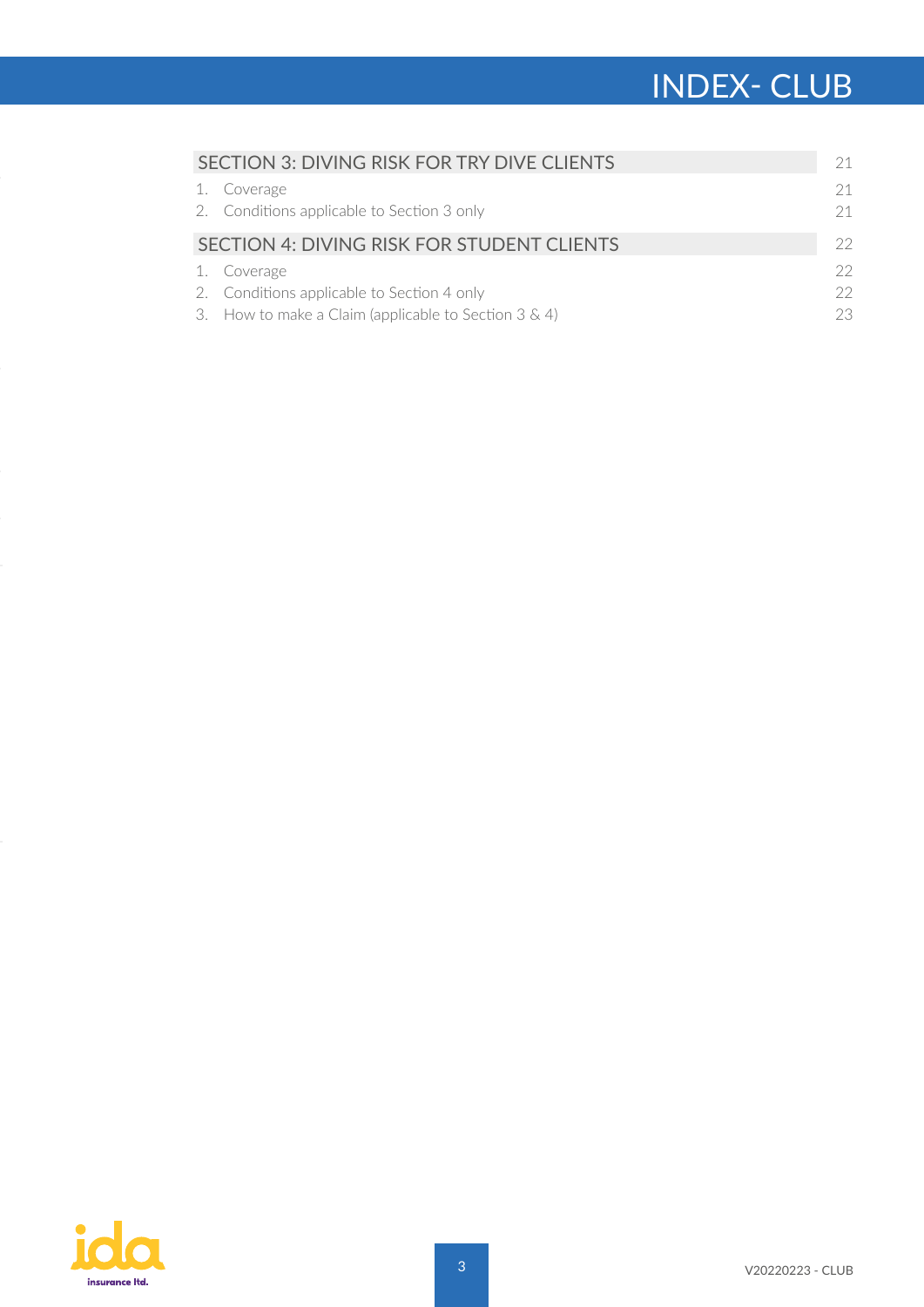# INDEX- CLUB

| SECTION 3: DIVING RISK FOR TRY DIVE CLIENTS | 21 |
|---|---|
| 1. Coverage | 21 |
| 2. Conditions applicable to Section 3 only | 21 |
| **SECTION 4: DIVING RISK FOR STUDENT CLIENTS** | **22** |
| 1. Coverage | 22 |
| 2. Conditions applicable to Section 4 only | 22 |
| 3. How to make a Claim (applicable to Section 3 & 4) | 23 |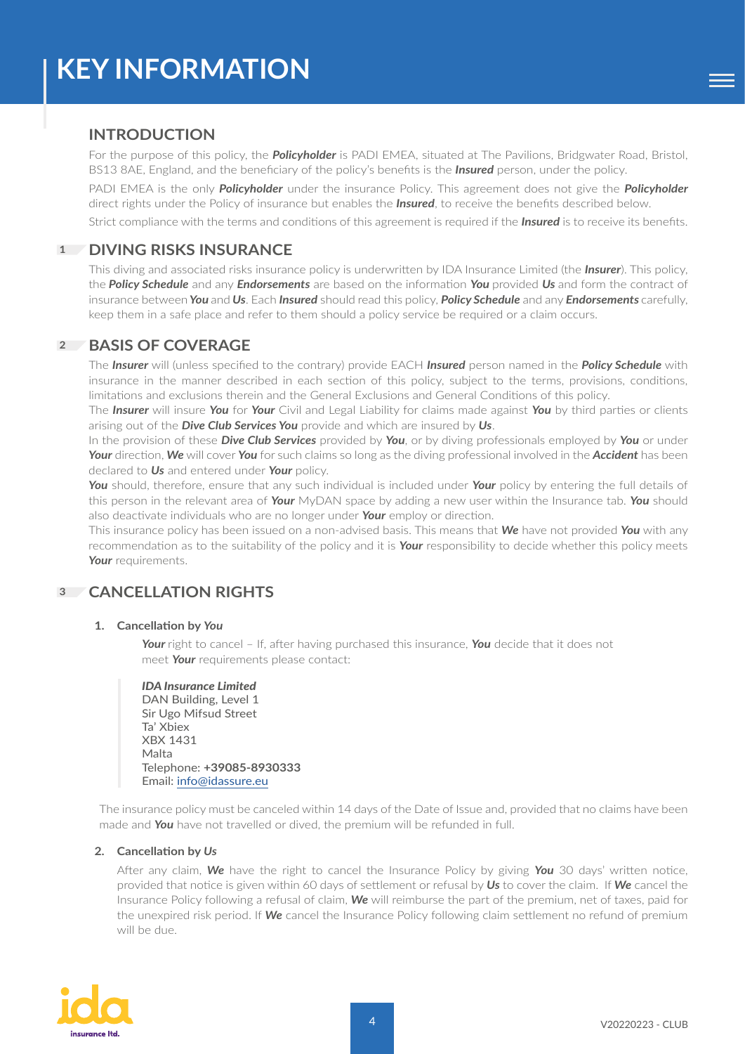# KEY INFORMATION

## INTRODUCTION

For the purpose of this policy, the ***Policyholder*** is PADI EMEA, situated at The Pavilions, Bridgwater Road, Bristol, BS13 8AE, England, and the beneficiary of the policy's benefits is the ***Insured*** person, under the policy.

PADI EMEA is the only ***Policyholder*** under the insurance Policy. This agreement does not give the ***Policyholder*** direct rights under the Policy of insurance but enables the ***Insured***, to receive the benefits described below.

Strict compliance with the terms and conditions of this agreement is required if the ***Insured*** is to receive its benefits.

## 1 DIVING RISKS INSURANCE

This diving and associated risks insurance policy is underwritten by IDA Insurance Limited (the ***Insurer***). This policy, the ***Policy Schedule*** and any ***Endorsements*** are based on the information ***You*** provided ***Us*** and form the contract of insurance between ***You*** and ***Us***. Each ***Insured*** should read this policy, ***Policy Schedule*** and any ***Endorsements*** carefully, keep them in a safe place and refer to them should a policy service be required or a claim occurs.

## 2 BASIS OF COVERAGE

The ***Insurer*** will (unless specified to the contrary) provide EACH ***Insured*** person named in the ***Policy Schedule*** with insurance in the manner described in each section of this policy, subject to the terms, provisions, conditions, limitations and exclusions therein and the General Exclusions and General Conditions of this policy.

The ***Insurer*** will insure ***You*** for ***Your*** Civil and Legal Liability for claims made against ***You*** by third parties or clients arising out of the ***Dive Club Services You*** provide and which are insured by ***Us***.

In the provision of these ***Dive Club Services*** provided by ***You***, or by diving professionals employed by ***You*** or under ***Your*** direction, ***We*** will cover ***You*** for such claims so long as the diving professional involved in the ***Accident*** has been declared to ***Us*** and entered under ***Your*** policy.

***You*** should, therefore, ensure that any such individual is included under ***Your*** policy by entering the full details of this person in the relevant area of ***Your*** MyDAN space by adding a new user within the Insurance tab. ***You*** should also deactivate individuals who are no longer under ***Your*** employ or direction.

This insurance policy has been issued on a non-advised basis. This means that ***We*** have not provided ***You*** with any recommendation as to the suitability of the policy and it is ***Your*** responsibility to decide whether this policy meets ***Your*** requirements.

## 3 CANCELLATION RIGHTS

**1. Cancellation by *You***

***Your*** right to cancel – If, after having purchased this insurance, ***You*** decide that it does not meet ***Your*** requirements please contact:

> ***IDA Insurance Limited***
> DAN Building, Level 1
> Sir Ugo Mifsud Street
> Ta' Xbiex
> XBX 1431
> Malta
> Telephone: **+39085-8930333**
> Email: info@idassure.eu

The insurance policy must be canceled within 14 days of the Date of Issue and, provided that no claims have been made and ***You*** have not travelled or dived, the premium will be refunded in full.

**2. Cancellation by *Us***

After any claim, ***We*** have the right to cancel the Insurance Policy by giving ***You*** 30 days' written notice, provided that notice is given within 60 days of settlement or refusal by ***Us*** to cover the claim. If ***We*** cancel the Insurance Policy following a refusal of claim, ***We*** will reimburse the part of the premium, net of taxes, paid for the unexpired risk period. If ***We*** cancel the Insurance Policy following claim settlement no refund of premium will be due.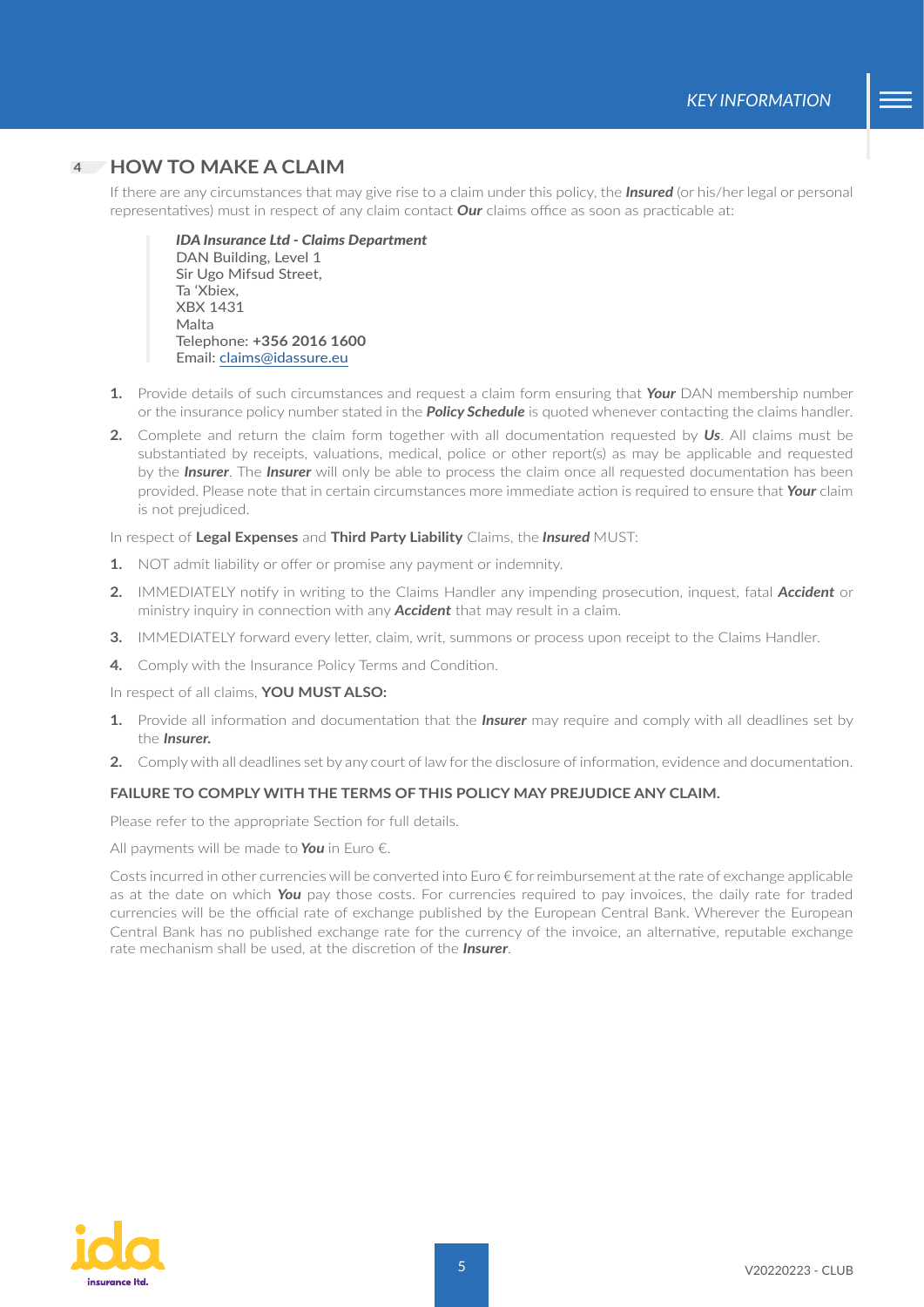## 4 HOW TO MAKE A CLAIM

If there are any circumstances that may give rise to a claim under this policy, the ***Insured*** (or his/her legal or personal representatives) must in respect of any claim contact ***Our*** claims office as soon as practicable at:

> ***IDA Insurance Ltd - Claims Department***
> DAN Building, Level 1
> Sir Ugo Mifsud Street,
> Ta 'Xbiex,
> XBX 1431
> Malta
> Telephone: **+356 2016 1600**
> Email: claims@idassure.eu

1. Provide details of such circumstances and request a claim form ensuring that ***Your*** DAN membership number or the insurance policy number stated in the ***Policy Schedule*** is quoted whenever contacting the claims handler.
2. Complete and return the claim form together with all documentation requested by ***Us***. All claims must be substantiated by receipts, valuations, medical, police or other report(s) as may be applicable and requested by the ***Insurer***. The ***Insurer*** will only be able to process the claim once all requested documentation has been provided. Please note that in certain circumstances more immediate action is required to ensure that ***Your*** claim is not prejudiced.

In respect of **Legal Expenses** and **Third Party Liability** Claims, the ***Insured*** MUST:

1. NOT admit liability or offer or promise any payment or indemnity.
2. IMMEDIATELY notify in writing to the Claims Handler any impending prosecution, inquest, fatal ***Accident*** or ministry inquiry in connection with any ***Accident*** that may result in a claim.
3. IMMEDIATELY forward every letter, claim, writ, summons or process upon receipt to the Claims Handler.
4. Comply with the Insurance Policy Terms and Condition.

In respect of all claims, **YOU MUST ALSO:**

1. Provide all information and documentation that the ***Insurer*** may require and comply with all deadlines set by the ***Insurer.***
2. Comply with all deadlines set by any court of law for the disclosure of information, evidence and documentation.

**FAILURE TO COMPLY WITH THE TERMS OF THIS POLICY MAY PREJUDICE ANY CLAIM.**

Please refer to the appropriate Section for full details.

All payments will be made to ***You*** in Euro €.

Costs incurred in other currencies will be converted into Euro € for reimbursement at the rate of exchange applicable as at the date on which ***You*** pay those costs. For currencies required to pay invoices, the daily rate for traded currencies will be the official rate of exchange published by the European Central Bank. Wherever the European Central Bank has no published exchange rate for the currency of the invoice, an alternative, reputable exchange rate mechanism shall be used, at the discretion of the ***Insurer***.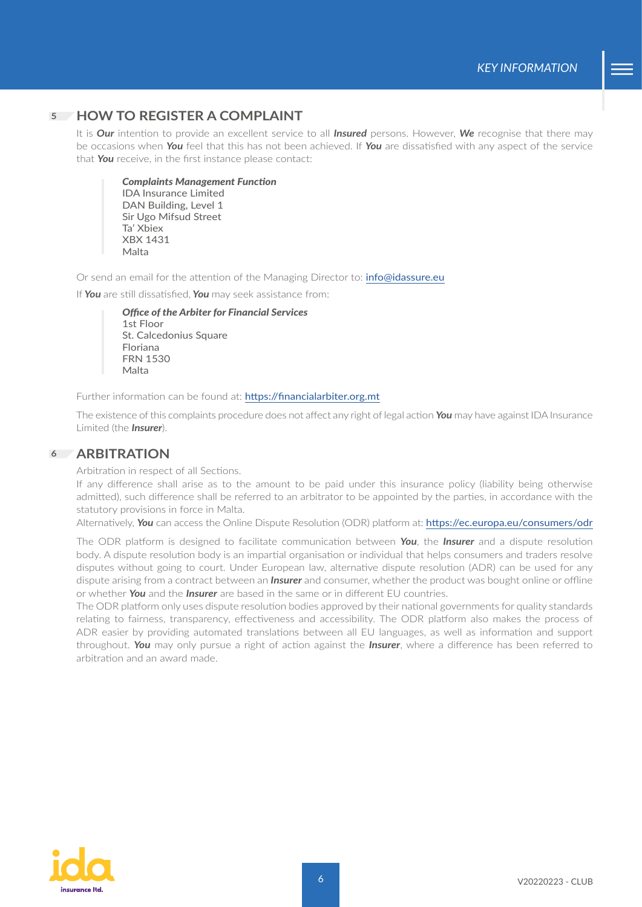## 5 HOW TO REGISTER A COMPLAINT

It is ***Our*** intention to provide an excellent service to all ***Insured*** persons. However, ***We*** recognise that there may be occasions when ***You*** feel that this has not been achieved. If ***You*** are dissatisfied with any aspect of the service that ***You*** receive, in the first instance please contact:

> ***Complaints Management Function***
> IDA Insurance Limited
> DAN Building, Level 1
> Sir Ugo Mifsud Street
> Ta' Xbiex
> XBX 1431
> Malta

Or send an email for the attention of the Managing Director to: info@idassure.eu

If ***You*** are still dissatisfied, ***You*** may seek assistance from:

> ***Office of the Arbiter for Financial Services***
> 1st Floor
> St. Calcedonius Square
> Floriana
> FRN 1530
> Malta

Further information can be found at: https://financialarbiter.org.mt

The existence of this complaints procedure does not affect any right of legal action ***You*** may have against IDA Insurance Limited (the ***Insurer***).

## 6 ARBITRATION

Arbitration in respect of all Sections.

If any difference shall arise as to the amount to be paid under this insurance policy (liability being otherwise admitted), such difference shall be referred to an arbitrator to be appointed by the parties, in accordance with the statutory provisions in force in Malta.

Alternatively, ***You*** can access the Online Dispute Resolution (ODR) platform at: https://ec.europa.eu/consumers/odr

The ODR platform is designed to facilitate communication between ***You***, the ***Insurer*** and a dispute resolution body. A dispute resolution body is an impartial organisation or individual that helps consumers and traders resolve disputes without going to court. Under European law, alternative dispute resolution (ADR) can be used for any dispute arising from a contract between an ***Insurer*** and consumer, whether the product was bought online or offline or whether ***You*** and the ***Insurer*** are based in the same or in different EU countries.

The ODR platform only uses dispute resolution bodies approved by their national governments for quality standards relating to fairness, transparency, effectiveness and accessibility. The ODR platform also makes the process of ADR easier by providing automated translations between all EU languages, as well as information and support throughout. ***You*** may only pursue a right of action against the ***Insurer***, where a difference has been referred to arbitration and an award made.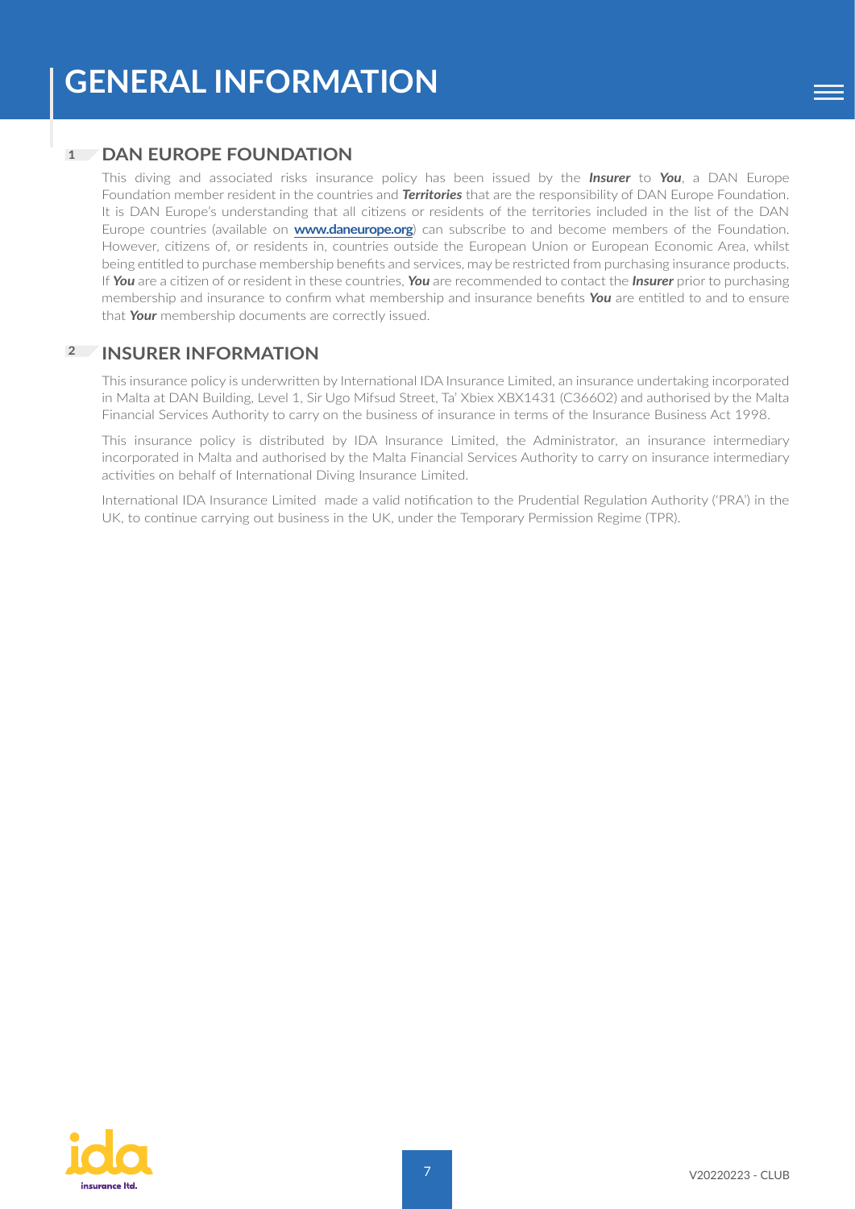# GENERAL INFORMATION

## 1 DAN EUROPE FOUNDATION

This diving and associated risks insurance policy has been issued by the ***Insurer*** to ***You***, a DAN Europe Foundation member resident in the countries and ***Territories*** that are the responsibility of DAN Europe Foundation. It is DAN Europe's understanding that all citizens or residents of the territories included in the list of the DAN Europe countries (available on **www.daneurope.org**) can subscribe to and become members of the Foundation. However, citizens of, or residents in, countries outside the European Union or European Economic Area, whilst being entitled to purchase membership benefits and services, may be restricted from purchasing insurance products. If ***You*** are a citizen of or resident in these countries, ***You*** are recommended to contact the ***Insurer*** prior to purchasing membership and insurance to confirm what membership and insurance benefits ***You*** are entitled to and to ensure that ***Your*** membership documents are correctly issued.

## 2 INSURER INFORMATION

This insurance policy is underwritten by International IDA Insurance Limited, an insurance undertaking incorporated in Malta at DAN Building, Level 1, Sir Ugo Mifsud Street, Ta' Xbiex XBX1431 (C36602) and authorised by the Malta Financial Services Authority to carry on the business of insurance in terms of the Insurance Business Act 1998.

This insurance policy is distributed by IDA Insurance Limited, the Administrator, an insurance intermediary incorporated in Malta and authorised by the Malta Financial Services Authority to carry on insurance intermediary activities on behalf of International Diving Insurance Limited.

International IDA Insurance Limited made a valid notification to the Prudential Regulation Authority ('PRA') in the UK, to continue carrying out business in the UK, under the Temporary Permission Regime (TPR).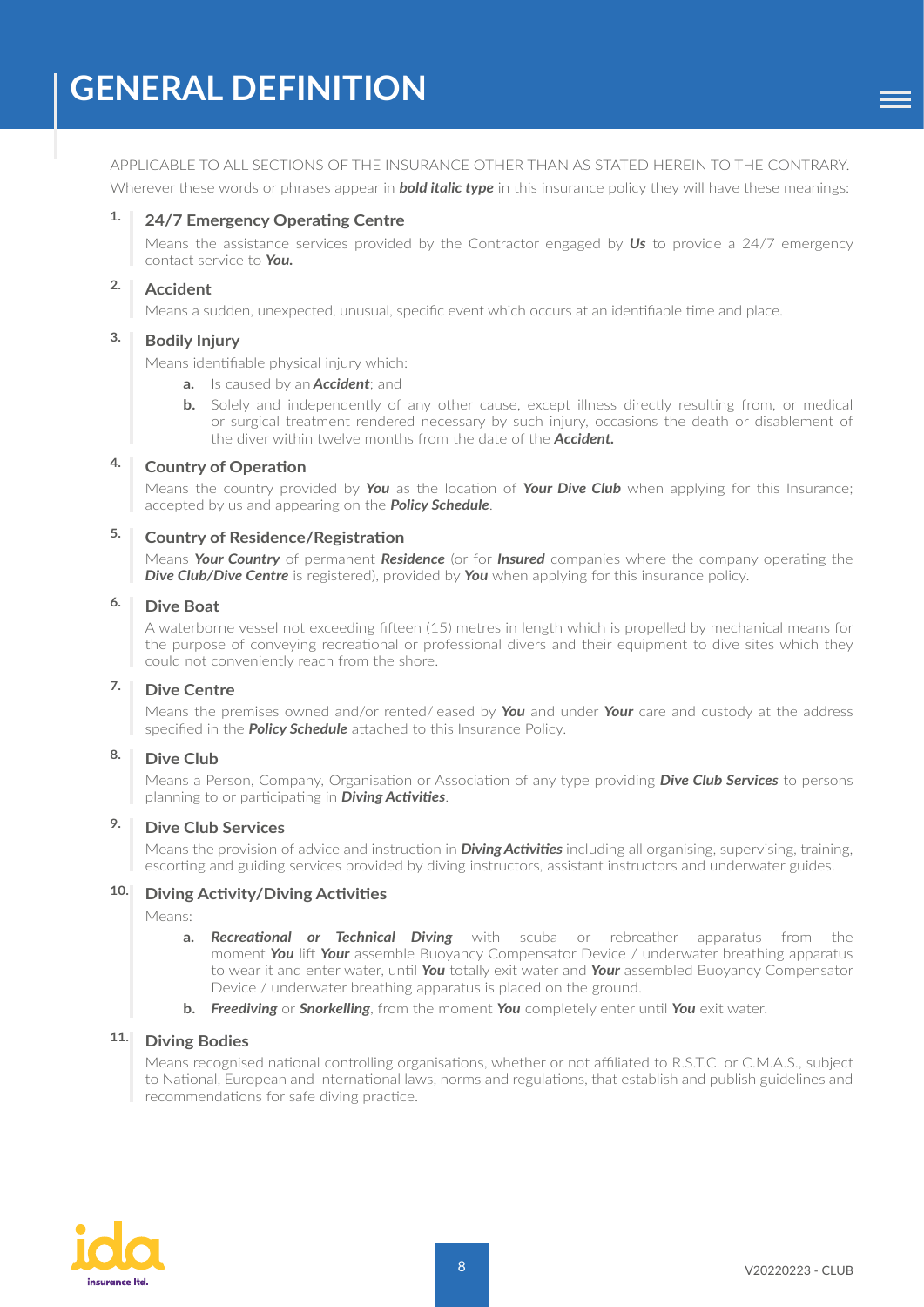# GENERAL DEFINITION

APPLICABLE TO ALL SECTIONS OF THE INSURANCE OTHER THAN AS STATED HEREIN TO THE CONTRARY.

Wherever these words or phrases appear in ***bold italic type*** in this insurance policy they will have these meanings:

1. **24/7 Emergency Operating Centre**

   Means the assistance services provided by the Contractor engaged by ***Us*** to provide a 24/7 emergency contact service to ***You.***

2. **Accident**

   Means a sudden, unexpected, unusual, specific event which occurs at an identifiable time and place.

3. **Bodily Injury**

   Means identifiable physical injury which:

   **a.** Is caused by an ***Accident***; and

   **b.** Solely and independently of any other cause, except illness directly resulting from, or medical or surgical treatment rendered necessary by such injury, occasions the death or disablement of the diver within twelve months from the date of the ***Accident.***

4. **Country of Operation**

   Means the country provided by ***You*** as the location of ***Your Dive Club*** when applying for this Insurance; accepted by us and appearing on the ***Policy Schedule***.

5. **Country of Residence/Registration**

   Means ***Your Country*** of permanent ***Residence*** (or for ***Insured*** companies where the company operating the ***Dive Club/Dive Centre*** is registered), provided by ***You*** when applying for this insurance policy.

6. **Dive Boat**

   A waterborne vessel not exceeding fifteen (15) metres in length which is propelled by mechanical means for the purpose of conveying recreational or professional divers and their equipment to dive sites which they could not conveniently reach from the shore.

7. **Dive Centre**

   Means the premises owned and/or rented/leased by ***You*** and under ***Your*** care and custody at the address specified in the ***Policy Schedule*** attached to this Insurance Policy.

8. **Dive Club**

   Means a Person, Company, Organisation or Association of any type providing ***Dive Club Services*** to persons planning to or participating in ***Diving Activities***.

9. **Dive Club Services**

   Means the provision of advice and instruction in ***Diving Activities*** including all organising, supervising, training, escorting and guiding services provided by diving instructors, assistant instructors and underwater guides.

10. **Diving Activity/Diving Activities**

    Means:

    **a.** ***Recreational or Technical Diving*** with scuba or rebreather apparatus from the moment ***You*** lift ***Your*** assemble Buoyancy Compensator Device / underwater breathing apparatus to wear it and enter water, until ***You*** totally exit water and ***Your*** assembled Buoyancy Compensator Device / underwater breathing apparatus is placed on the ground.

    **b.** ***Freediving*** or ***Snorkelling***, from the moment ***You*** completely enter until ***You*** exit water.

11. **Diving Bodies**

    Means recognised national controlling organisations, whether or not affiliated to R.S.T.C. or C.M.A.S., subject to National, European and International laws, norms and regulations, that establish and publish guidelines and recommendations for safe diving practice.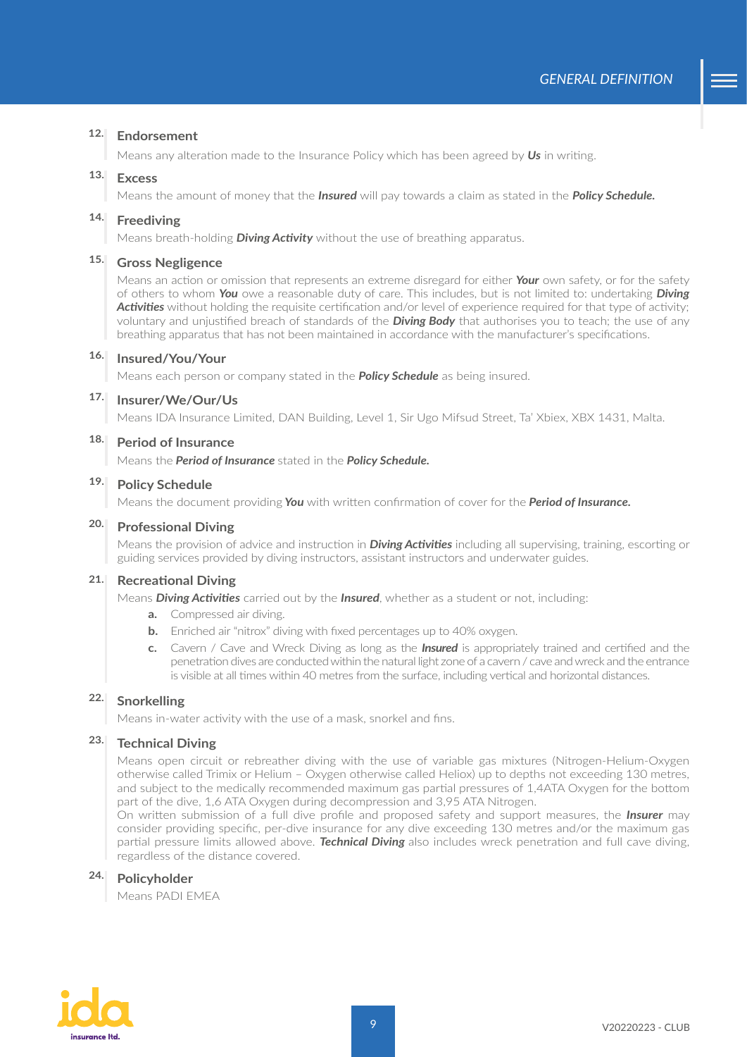**12. Endorsement**

Means any alteration made to the Insurance Policy which has been agreed by ***Us*** in writing.

**13. Excess**

Means the amount of money that the ***Insured*** will pay towards a claim as stated in the ***Policy Schedule.***

**14. Freediving**

Means breath-holding ***Diving Activity*** without the use of breathing apparatus.

**15. Gross Negligence**

Means an action or omission that represents an extreme disregard for either ***Your*** own safety, or for the safety of others to whom ***You*** owe a reasonable duty of care. This includes, but is not limited to: undertaking ***Diving Activities*** without holding the requisite certification and/or level of experience required for that type of activity; voluntary and unjustified breach of standards of the ***Diving Body*** that authorises you to teach; the use of any breathing apparatus that has not been maintained in accordance with the manufacturer's specifications.

**16. Insured/You/Your**

Means each person or company stated in the ***Policy Schedule*** as being insured.

**17. Insurer/We/Our/Us**

Means IDA Insurance Limited, DAN Building, Level 1, Sir Ugo Mifsud Street, Ta' Xbiex, XBX 1431, Malta.

**18. Period of Insurance**

Means the ***Period of Insurance*** stated in the ***Policy Schedule.***

**19. Policy Schedule**

Means the document providing ***You*** with written confirmation of cover for the ***Period of Insurance.***

**20. Professional Diving**

Means the provision of advice and instruction in ***Diving Activities*** including all supervising, training, escorting or guiding services provided by diving instructors, assistant instructors and underwater guides.

**21. Recreational Diving**

Means ***Diving Activities*** carried out by the ***Insured***, whether as a student or not, including:

- **a.** Compressed air diving.
- **b.** Enriched air "nitrox" diving with fixed percentages up to 40% oxygen.
- **c.** Cavern / Cave and Wreck Diving as long as the ***Insured*** is appropriately trained and certified and the penetration dives are conducted within the natural light zone of a cavern / cave and wreck and the entrance is visible at all times within 40 metres from the surface, including vertical and horizontal distances.

**22. Snorkelling**

Means in-water activity with the use of a mask, snorkel and fins.

**23. Technical Diving**

Means open circuit or rebreather diving with the use of variable gas mixtures (Nitrogen-Helium-Oxygen otherwise called Trimix or Helium – Oxygen otherwise called Heliox) up to depths not exceeding 130 metres, and subject to the medically recommended maximum gas partial pressures of 1,4ATA Oxygen for the bottom part of the dive, 1,6 ATA Oxygen during decompression and 3,95 ATA Nitrogen.

On written submission of a full dive profile and proposed safety and support measures, the ***Insurer*** may consider providing specific, per-dive insurance for any dive exceeding 130 metres and/or the maximum gas partial pressure limits allowed above. ***Technical Diving*** also includes wreck penetration and full cave diving, regardless of the distance covered.

**24. Policyholder**

Means PADI EMEA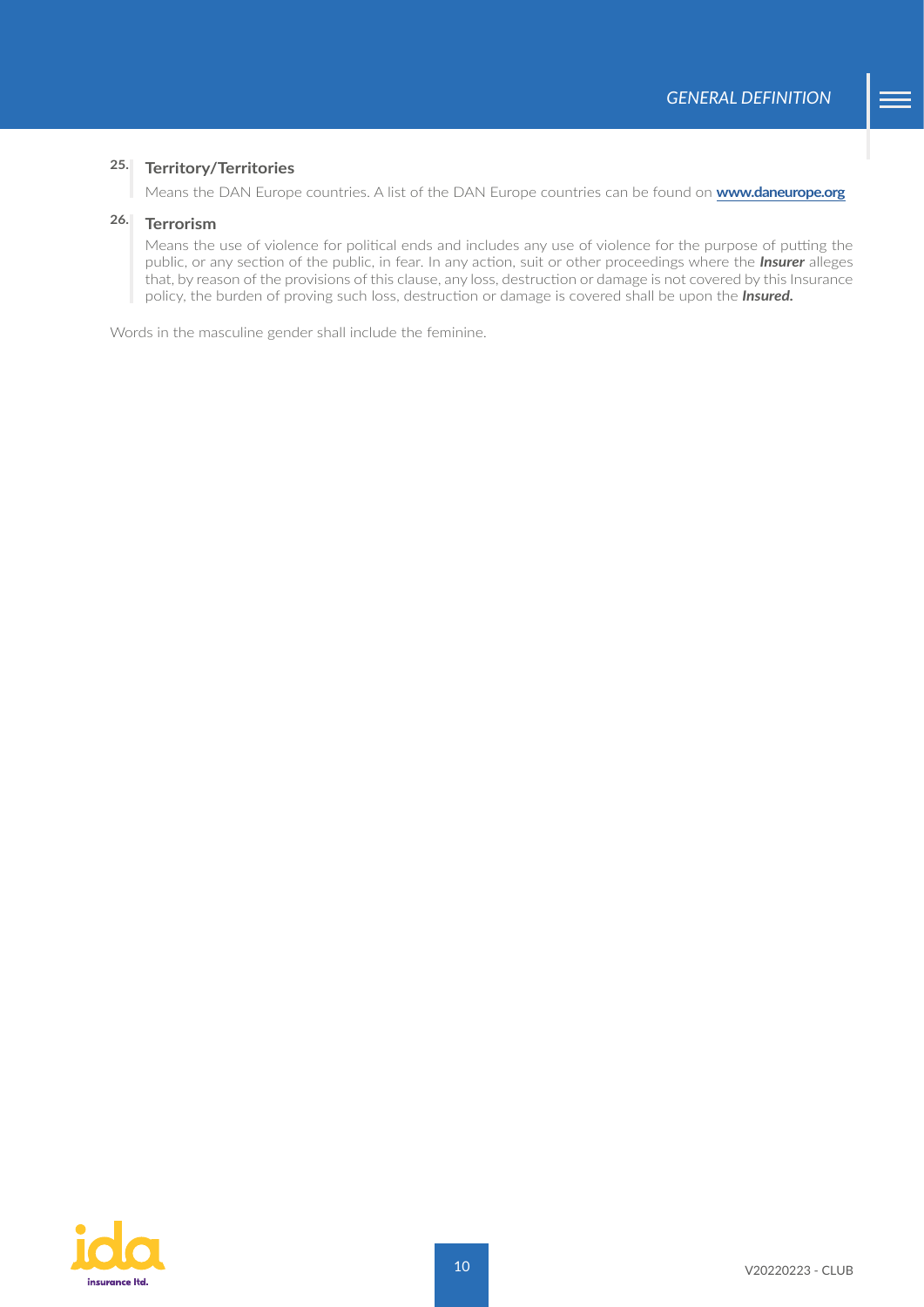### 25. Territory/Territories

Means the DAN Europe countries. A list of the DAN Europe countries can be found on **www.daneurope.org**

### 26. Terrorism

Means the use of violence for political ends and includes any use of violence for the purpose of putting the public, or any section of the public, in fear. In any action, suit or other proceedings where the ***Insurer*** alleges that, by reason of the provisions of this clause, any loss, destruction or damage is not covered by this Insurance policy, the burden of proving such loss, destruction or damage is covered shall be upon the ***Insured.***

Words in the masculine gender shall include the feminine.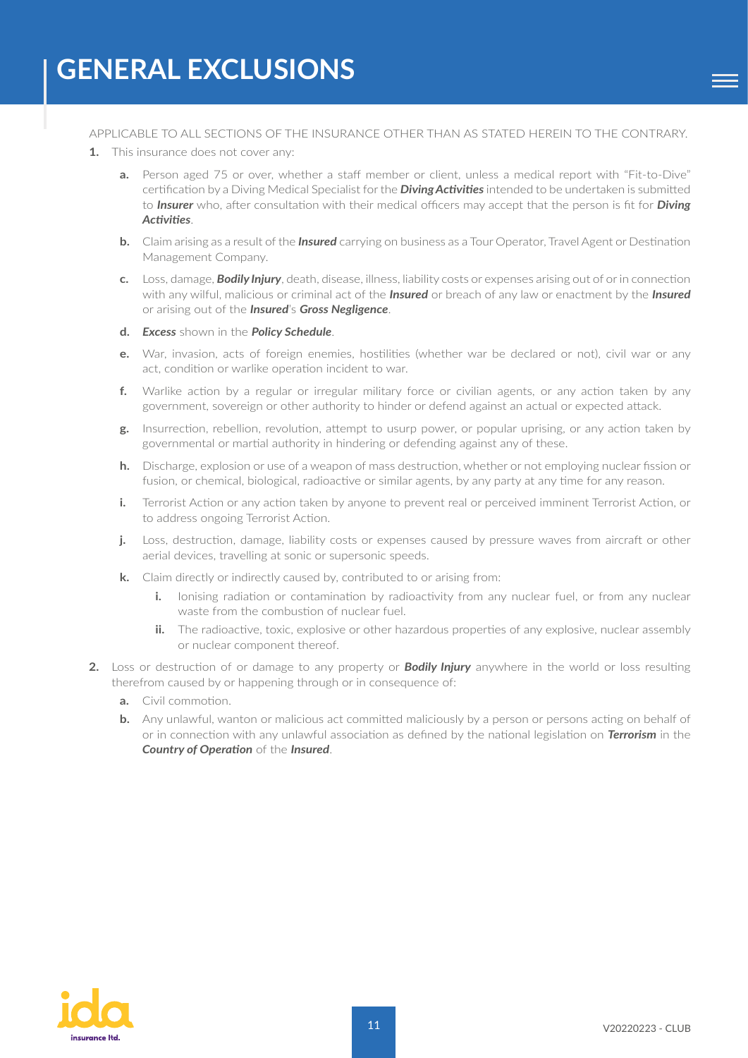# GENERAL EXCLUSIONS

APPLICABLE TO ALL SECTIONS OF THE INSURANCE OTHER THAN AS STATED HEREIN TO THE CONTRARY.

**1.** This insurance does not cover any:

   **a.** Person aged 75 or over, whether a staff member or client, unless a medical report with "Fit-to-Dive" certification by a Diving Medical Specialist for the ***Diving Activities*** intended to be undertaken is submitted to ***Insurer*** who, after consultation with their medical officers may accept that the person is fit for ***Diving Activities***.

   **b.** Claim arising as a result of the ***Insured*** carrying on business as a Tour Operator, Travel Agent or Destination Management Company.

   **c.** Loss, damage, ***Bodily Injury***, death, disease, illness, liability costs or expenses arising out of or in connection with any wilful, malicious or criminal act of the ***Insured*** or breach of any law or enactment by the ***Insured*** or arising out of the ***Insured***'s ***Gross Negligence***.

   **d.** ***Excess*** shown in the ***Policy Schedule***.

   **e.** War, invasion, acts of foreign enemies, hostilities (whether war be declared or not), civil war or any act, condition or warlike operation incident to war.

   **f.** Warlike action by a regular or irregular military force or civilian agents, or any action taken by any government, sovereign or other authority to hinder or defend against an actual or expected attack.

   **g.** Insurrection, rebellion, revolution, attempt to usurp power, or popular uprising, or any action taken by governmental or martial authority in hindering or defending against any of these.

   **h.** Discharge, explosion or use of a weapon of mass destruction, whether or not employing nuclear fission or fusion, or chemical, biological, radioactive or similar agents, by any party at any time for any reason.

   **i.** Terrorist Action or any action taken by anyone to prevent real or perceived imminent Terrorist Action, or to address ongoing Terrorist Action.

   **j.** Loss, destruction, damage, liability costs or expenses caused by pressure waves from aircraft or other aerial devices, travelling at sonic or supersonic speeds.

   **k.** Claim directly or indirectly caused by, contributed to or arising from:

      **i.** Ionising radiation or contamination by radioactivity from any nuclear fuel, or from any nuclear waste from the combustion of nuclear fuel.

      **ii.** The radioactive, toxic, explosive or other hazardous properties of any explosive, nuclear assembly or nuclear component thereof.

**2.** Loss or destruction of or damage to any property or ***Bodily Injury*** anywhere in the world or loss resulting therefrom caused by or happening through or in consequence of:

   **a.** Civil commotion.

   **b.** Any unlawful, wanton or malicious act committed maliciously by a person or persons acting on behalf of or in connection with any unlawful association as defined by the national legislation on ***Terrorism*** in the ***Country of Operation*** of the ***Insured***.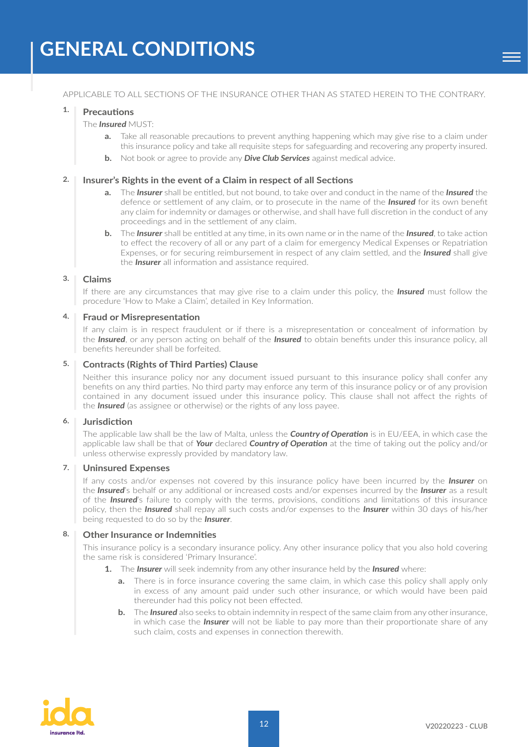# GENERAL CONDITIONS

APPLICABLE TO ALL SECTIONS OF THE INSURANCE OTHER THAN AS STATED HEREIN TO THE CONTRARY.

## 1. Precautions

The ***Insured*** MUST:

- **a.** Take all reasonable precautions to prevent anything happening which may give rise to a claim under this insurance policy and take all requisite steps for safeguarding and recovering any property insured.
- **b.** Not book or agree to provide any ***Dive Club Services*** against medical advice.

## 2. Insurer's Rights in the event of a Claim in respect of all Sections

- **a.** The ***Insurer*** shall be entitled, but not bound, to take over and conduct in the name of the ***Insured*** the defence or settlement of any claim, or to prosecute in the name of the ***Insured*** for its own benefit any claim for indemnity or damages or otherwise, and shall have full discretion in the conduct of any proceedings and in the settlement of any claim.
- **b.** The ***Insurer*** shall be entitled at any time, in its own name or in the name of the ***Insured***, to take action to effect the recovery of all or any part of a claim for emergency Medical Expenses or Repatriation Expenses, or for securing reimbursement in respect of any claim settled, and the ***Insured*** shall give the ***Insurer*** all information and assistance required.

## 3. Claims

If there are any circumstances that may give rise to a claim under this policy, the ***Insured*** must follow the procedure 'How to Make a Claim', detailed in Key Information.

## 4. Fraud or Misrepresentation

If any claim is in respect fraudulent or if there is a misrepresentation or concealment of information by the ***Insured***, or any person acting on behalf of the ***Insured*** to obtain benefits under this insurance policy, all benefits hereunder shall be forfeited.

## 5. Contracts (Rights of Third Parties) Clause

Neither this insurance policy nor any document issued pursuant to this insurance policy shall confer any benefits on any third parties. No third party may enforce any term of this insurance policy or of any provision contained in any document issued under this insurance policy. This clause shall not affect the rights of the ***Insured*** (as assignee or otherwise) or the rights of any loss payee.

## 6. Jurisdiction

The applicable law shall be the law of Malta, unless the ***Country of Operation*** is in EU/EEA, in which case the applicable law shall be that of ***Your*** declared ***Country of Operation*** at the time of taking out the policy and/or unless otherwise expressly provided by mandatory law.

## 7. Uninsured Expenses

If any costs and/or expenses not covered by this insurance policy have been incurred by the ***Insurer*** on the ***Insured***'s behalf or any additional or increased costs and/or expenses incurred by the ***Insurer*** as a result of the ***Insured***'s failure to comply with the terms, provisions, conditions and limitations of this insurance policy, then the ***Insured*** shall repay all such costs and/or expenses to the ***Insurer*** within 30 days of his/her being requested to do so by the ***Insurer***.

## 8. Other Insurance or Indemnities

This insurance policy is a secondary insurance policy. Any other insurance policy that you also hold covering the same risk is considered 'Primary Insurance'.

1. The ***Insurer*** will seek indemnity from any other insurance held by the ***Insured*** where:
   - **a.** There is in force insurance covering the same claim, in which case this policy shall apply only in excess of any amount paid under such other insurance, or which would have been paid thereunder had this policy not been effected.
   - **b.** The ***Insured*** also seeks to obtain indemnity in respect of the same claim from any other insurance, in which case the ***Insurer*** will not be liable to pay more than their proportionate share of any such claim, costs and expenses in connection therewith.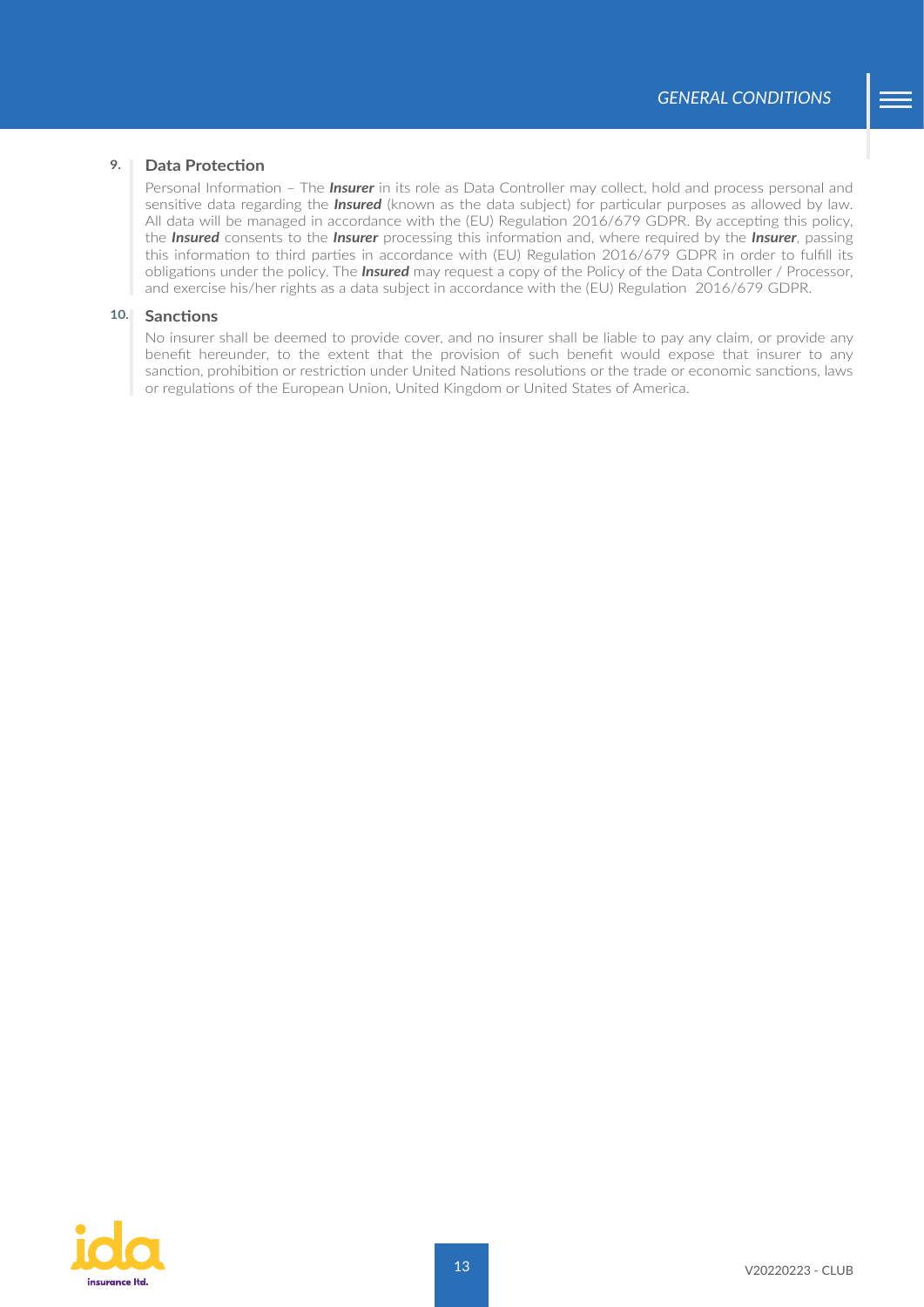## 9. Data Protection

Personal Information – The ***Insurer*** in its role as Data Controller may collect, hold and process personal and sensitive data regarding the ***Insured*** (known as the data subject) for particular purposes as allowed by law. All data will be managed in accordance with the (EU) Regulation 2016/679 GDPR. By accepting this policy, the ***Insured*** consents to the ***Insurer*** processing this information and, where required by the ***Insurer***, passing this information to third parties in accordance with (EU) Regulation 2016/679 GDPR in order to fulfill its obligations under the policy. The ***Insured*** may request a copy of the Policy of the Data Controller / Processor, and exercise his/her rights as a data subject in accordance with the (EU) Regulation 2016/679 GDPR.

## 10. Sanctions

No insurer shall be deemed to provide cover, and no insurer shall be liable to pay any claim, or provide any benefit hereunder, to the extent that the provision of such benefit would expose that insurer to any sanction, prohibition or restriction under United Nations resolutions or the trade or economic sanctions, laws or regulations of the European Union, United Kingdom or United States of America.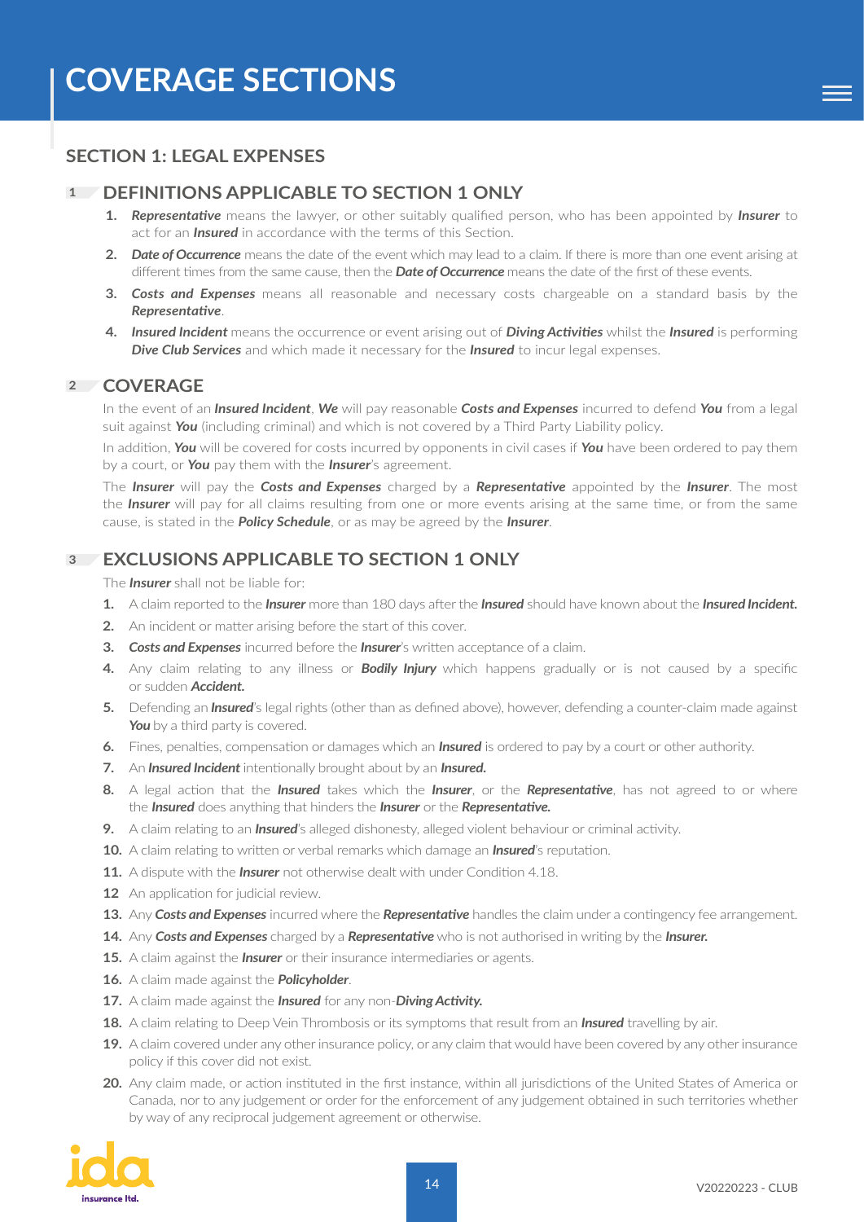# COVERAGE SECTIONS

## SECTION 1: LEGAL EXPENSES

### 1 DEFINITIONS APPLICABLE TO SECTION 1 ONLY

1. ***Representative*** means the lawyer, or other suitably qualified person, who has been appointed by ***Insurer*** to act for an ***Insured*** in accordance with the terms of this Section.
2. ***Date of Occurrence*** means the date of the event which may lead to a claim. If there is more than one event arising at different times from the same cause, then the ***Date of Occurrence*** means the date of the first of these events.
3. ***Costs and Expenses*** means all reasonable and necessary costs chargeable on a standard basis by the ***Representative***.
4. ***Insured Incident*** means the occurrence or event arising out of ***Diving Activities*** whilst the ***Insured*** is performing ***Dive Club Services*** and which made it necessary for the ***Insured*** to incur legal expenses.

### 2 COVERAGE

In the event of an ***Insured Incident***, ***We*** will pay reasonable ***Costs and Expenses*** incurred to defend ***You*** from a legal suit against ***You*** (including criminal) and which is not covered by a Third Party Liability policy.

In addition, ***You*** will be covered for costs incurred by opponents in civil cases if ***You*** have been ordered to pay them by a court, or ***You*** pay them with the ***Insurer***'s agreement.

The ***Insurer*** will pay the ***Costs and Expenses*** charged by a ***Representative*** appointed by the ***Insurer***. The most the ***Insurer*** will pay for all claims resulting from one or more events arising at the same time, or from the same cause, is stated in the ***Policy Schedule***, or as may be agreed by the ***Insurer***.

### 3 EXCLUSIONS APPLICABLE TO SECTION 1 ONLY

The ***Insurer*** shall not be liable for:

1. A claim reported to the ***Insurer*** more than 180 days after the ***Insured*** should have known about the ***Insured Incident.***
2. An incident or matter arising before the start of this cover.
3. ***Costs and Expenses*** incurred before the ***Insurer***'s written acceptance of a claim.
4. Any claim relating to any illness or ***Bodily Injury*** which happens gradually or is not caused by a specific or sudden ***Accident.***
5. Defending an ***Insured***'s legal rights (other than as defined above), however, defending a counter-claim made against ***You*** by a third party is covered.
6. Fines, penalties, compensation or damages which an ***Insured*** is ordered to pay by a court or other authority.
7. An ***Insured Incident*** intentionally brought about by an ***Insured.***
8. A legal action that the ***Insured*** takes which the ***Insurer***, or the ***Representative***, has not agreed to or where the ***Insured*** does anything that hinders the ***Insurer*** or the ***Representative.***
9. A claim relating to an ***Insured***'s alleged dishonesty, alleged violent behaviour or criminal activity.
10. A claim relating to written or verbal remarks which damage an ***Insured***'s reputation.
11. A dispute with the ***Insurer*** not otherwise dealt with under Condition 4.18.
12. An application for judicial review.
13. Any ***Costs and Expenses*** incurred where the ***Representative*** handles the claim under a contingency fee arrangement.
14. Any ***Costs and Expenses*** charged by a ***Representative*** who is not authorised in writing by the ***Insurer.***
15. A claim against the ***Insurer*** or their insurance intermediaries or agents.
16. A claim made against the ***Policyholder***.
17. A claim made against the ***Insured*** for any non-***Diving Activity.***
18. A claim relating to Deep Vein Thrombosis or its symptoms that result from an ***Insured*** travelling by air.
19. A claim covered under any other insurance policy, or any claim that would have been covered by any other insurance policy if this cover did not exist.
20. Any claim made, or action instituted in the first instance, within all jurisdictions of the United States of America or Canada, nor to any judgement or order for the enforcement of any judgement obtained in such territories whether by way of any reciprocal judgement agreement or otherwise.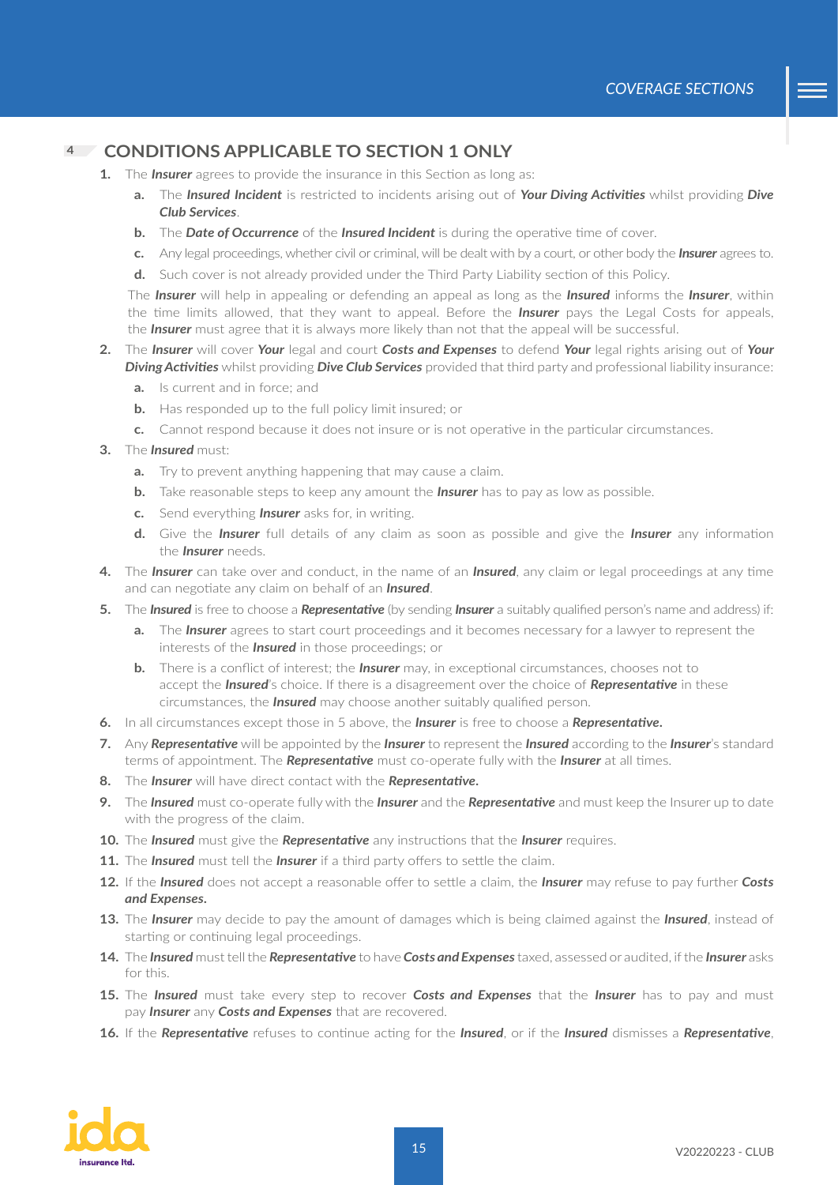## 4 CONDITIONS APPLICABLE TO SECTION 1 ONLY

1. The ***Insurer*** agrees to provide the insurance in this Section as long as:
   a. The ***Insured Incident*** is restricted to incidents arising out of ***Your Diving Activities*** whilst providing ***Dive Club Services***.
   b. The ***Date of Occurrence*** of the ***Insured Incident*** is during the operative time of cover.
   c. Any legal proceedings, whether civil or criminal, will be dealt with by a court, or other body the ***Insurer*** agrees to.
   d. Such cover is not already provided under the Third Party Liability section of this Policy.

   The ***Insurer*** will help in appealing or defending an appeal as long as the ***Insured*** informs the ***Insurer***, within the time limits allowed, that they want to appeal. Before the ***Insurer*** pays the Legal Costs for appeals, the ***Insurer*** must agree that it is always more likely than not that the appeal will be successful.
2. The ***Insurer*** will cover ***Your*** legal and court ***Costs and Expenses*** to defend ***Your*** legal rights arising out of ***Your Diving Activities*** whilst providing ***Dive Club Services*** provided that third party and professional liability insurance:
   a. Is current and in force; and
   b. Has responded up to the full policy limit insured; or
   c. Cannot respond because it does not insure or is not operative in the particular circumstances.
3. The ***Insured*** must:
   a. Try to prevent anything happening that may cause a claim.
   b. Take reasonable steps to keep any amount the ***Insurer*** has to pay as low as possible.
   c. Send everything ***Insurer*** asks for, in writing.
   d. Give the ***Insurer*** full details of any claim as soon as possible and give the ***Insurer*** any information the ***Insurer*** needs.
4. The ***Insurer*** can take over and conduct, in the name of an ***Insured***, any claim or legal proceedings at any time and can negotiate any claim on behalf of an ***Insured***.
5. The ***Insured*** is free to choose a ***Representative*** (by sending ***Insurer*** a suitably qualified person's name and address) if:
   a. The ***Insurer*** agrees to start court proceedings and it becomes necessary for a lawyer to represent the interests of the ***Insured*** in those proceedings; or
   b. There is a conflict of interest; the ***Insurer*** may, in exceptional circumstances, chooses not to accept the ***Insured***'s choice. If there is a disagreement over the choice of ***Representative*** in these circumstances, the ***Insured*** may choose another suitably qualified person.
6. In all circumstances except those in 5 above, the ***Insurer*** is free to choose a ***Representative.***
7. Any ***Representative*** will be appointed by the ***Insurer*** to represent the ***Insured*** according to the ***Insurer***'s standard terms of appointment. The ***Representative*** must co-operate fully with the ***Insurer*** at all times.
8. The ***Insurer*** will have direct contact with the ***Representative.***
9. The ***Insured*** must co-operate fully with the ***Insurer*** and the ***Representative*** and must keep the Insurer up to date with the progress of the claim.
10. The ***Insured*** must give the ***Representative*** any instructions that the ***Insurer*** requires.
11. The ***Insured*** must tell the ***Insurer*** if a third party offers to settle the claim.
12. If the ***Insured*** does not accept a reasonable offer to settle a claim, the ***Insurer*** may refuse to pay further ***Costs and Expenses.***
13. The ***Insurer*** may decide to pay the amount of damages which is being claimed against the ***Insured***, instead of starting or continuing legal proceedings.
14. The ***Insured*** must tell the ***Representative*** to have ***Costs and Expenses*** taxed, assessed or audited, if the ***Insurer*** asks for this.
15. The ***Insured*** must take every step to recover ***Costs and Expenses*** that the ***Insurer*** has to pay and must pay ***Insurer*** any ***Costs and Expenses*** that are recovered.
16. If the ***Representative*** refuses to continue acting for the ***Insured***, or if the ***Insured*** dismisses a ***Representative***,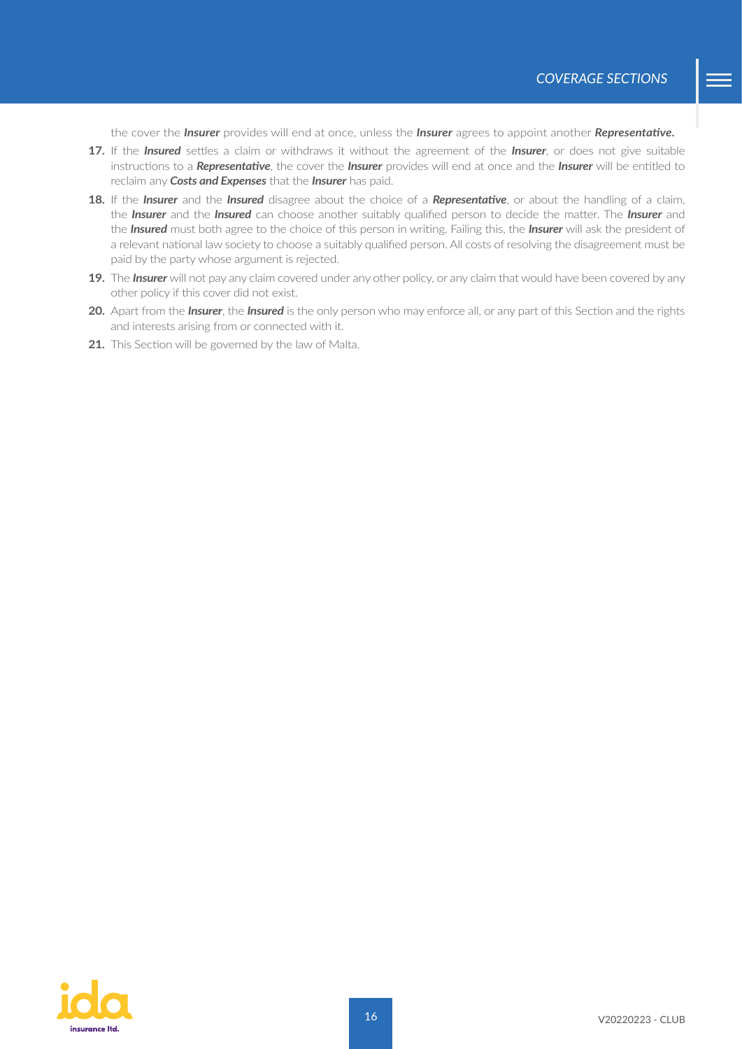the cover the ***Insurer*** provides will end at once, unless the ***Insurer*** agrees to appoint another ***Representative***.

17. If the ***Insured*** settles a claim or withdraws it without the agreement of the ***Insurer***, or does not give suitable instructions to a ***Representative***, the cover the ***Insurer*** provides will end at once and the ***Insurer*** will be entitled to reclaim any ***Costs and Expenses*** that the ***Insurer*** has paid.
18. If the ***Insurer*** and the ***Insured*** disagree about the choice of a ***Representative***, or about the handling of a claim, the ***Insurer*** and the ***Insured*** can choose another suitably qualified person to decide the matter. The ***Insurer*** and the ***Insured*** must both agree to the choice of this person in writing. Failing this, the ***Insurer*** will ask the president of a relevant national law society to choose a suitably qualified person. All costs of resolving the disagreement must be paid by the party whose argument is rejected.
19. The ***Insurer*** will not pay any claim covered under any other policy, or any claim that would have been covered by any other policy if this cover did not exist.
20. Apart from the ***Insurer***, the ***Insured*** is the only person who may enforce all, or any part of this Section and the rights and interests arising from or connected with it.
21. This Section will be governed by the law of Malta.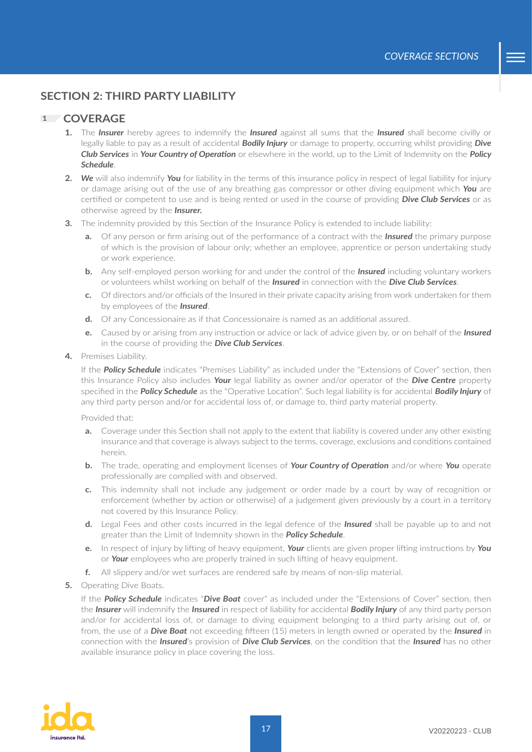## SECTION 2: THIRD PARTY LIABILITY

### 1 COVERAGE

1. The ***Insurer*** hereby agrees to indemnify the ***Insured*** against all sums that the ***Insured*** shall become civilly or legally liable to pay as a result of accidental ***Bodily Injury*** or damage to property, occurring whilst providing ***Dive Club Services*** in ***Your Country of Operation*** or elsewhere in the world, up to the Limit of Indemnity on the ***Policy Schedule***.
2. ***We*** will also indemnify ***You*** for liability in the terms of this insurance policy in respect of legal liability for injury or damage arising out of the use of any breathing gas compressor or other diving equipment which ***You*** are certified or competent to use and is being rented or used in the course of providing ***Dive Club Services*** or as otherwise agreed by the ***Insurer.***
3. The indemnity provided by this Section of the Insurance Policy is extended to include liability:
   - **a.** Of any person or firm arising out of the performance of a contract with the ***Insured*** the primary purpose of which is the provision of labour only; whether an employee, apprentice or person undertaking study or work experience.
   - **b.** Any self-employed person working for and under the control of the ***Insured*** including voluntary workers or volunteers whilst working on behalf of the ***Insured*** in connection with the ***Dive Club Services***.
   - **c.** Of directors and/or officials of the Insured in their private capacity arising from work undertaken for them by employees of the ***Insured***.
   - **d.** Of any Concessionaire as if that Concessionaire is named as an additional assured.
   - **e.** Caused by or arising from any instruction or advice or lack of advice given by, or on behalf of the ***Insured*** in the course of providing the ***Dive Club Services***.
4. Premises Liability.

   If the ***Policy Schedule*** indicates "Premises Liability" as included under the "Extensions of Cover" section, then this Insurance Policy also includes ***Your*** legal liability as owner and/or operator of the ***Dive Centre*** property specified in the ***Policy Schedule*** as the "Operative Location". Such legal liability is for accidental ***Bodily Injury*** of any third party person and/or for accidental loss of, or damage to, third party material property.

   Provided that:

   - **a.** Coverage under this Section shall not apply to the extent that liability is covered under any other existing insurance and that coverage is always subject to the terms, coverage, exclusions and conditions contained herein.
   - **b.** The trade, operating and employment licenses of ***Your Country of Operation*** and/or where ***You*** operate professionally are complied with and observed.
   - **c.** This indemnity shall not include any judgement or order made by a court by way of recognition or enforcement (whether by action or otherwise) of a judgement given previously by a court in a territory not covered by this Insurance Policy.
   - **d.** Legal Fees and other costs incurred in the legal defence of the ***Insured*** shall be payable up to and not greater than the Limit of Indemnity shown in the ***Policy Schedule***.
   - **e.** In respect of injury by lifting of heavy equipment, ***Your*** clients are given proper lifting instructions by ***You*** or ***Your*** employees who are properly trained in such lifting of heavy equipment.
   - **f.** All slippery and/or wet surfaces are rendered safe by means of non-slip material.
5. Operating Dive Boats.

   If the ***Policy Schedule*** indicates "***Dive Boat*** cover" as included under the "Extensions of Cover" section, then the ***Insurer*** will indemnify the ***Insured*** in respect of liability for accidental ***Bodily Injury*** of any third party person and/or for accidental loss of, or damage to diving equipment belonging to a third party arising out of, or from, the use of a ***Dive Boat*** not exceeding fifteen (15) meters in length owned or operated by the ***Insured*** in connection with the ***Insured***'s provision of ***Dive Club Services***, on the condition that the ***Insured*** has no other available insurance policy in place covering the loss.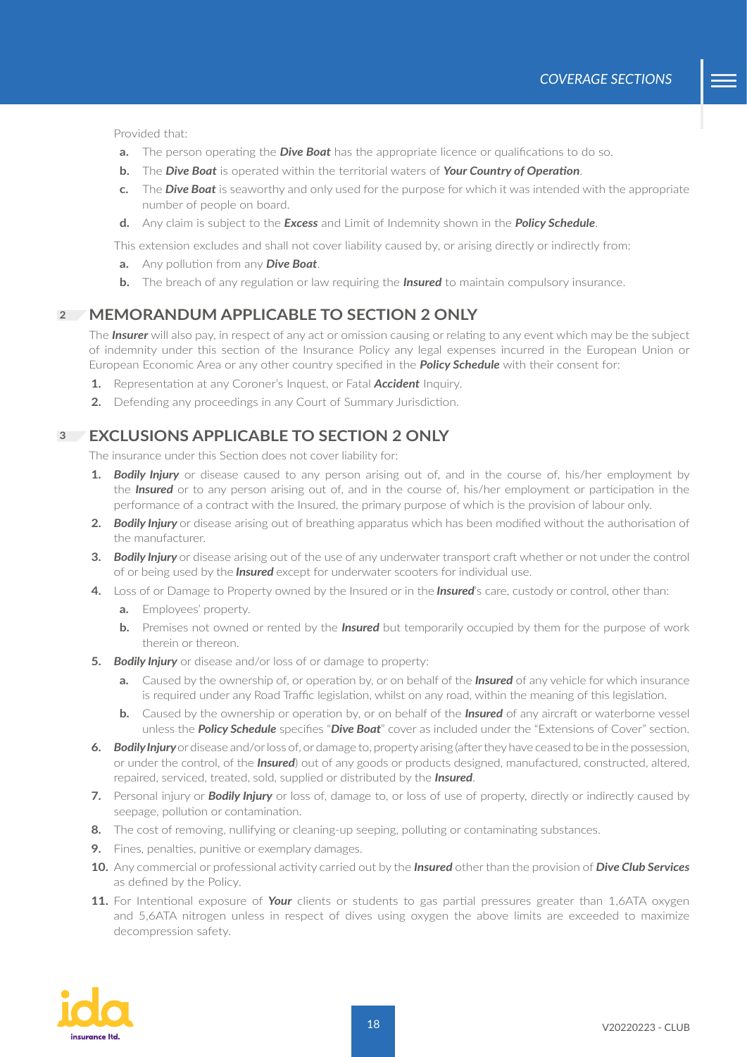Provided that:

- **a.** The person operating the ***Dive Boat*** has the appropriate licence or qualifications to do so.
- **b.** The ***Dive Boat*** is operated within the territorial waters of ***Your Country of Operation***.
- **c.** The ***Dive Boat*** is seaworthy and only used for the purpose for which it was intended with the appropriate number of people on board.
- **d.** Any claim is subject to the ***Excess*** and Limit of Indemnity shown in the ***Policy Schedule***.

This extension excludes and shall not cover liability caused by, or arising directly or indirectly from:

- **a.** Any pollution from any ***Dive Boat***.
- **b.** The breach of any regulation or law requiring the ***Insured*** to maintain compulsory insurance.

## 2 MEMORANDUM APPLICABLE TO SECTION 2 ONLY

The ***Insurer*** will also pay, in respect of any act or omission causing or relating to any event which may be the subject of indemnity under this section of the Insurance Policy any legal expenses incurred in the European Union or European Economic Area or any other country specified in the ***Policy Schedule*** with their consent for:

1. Representation at any Coroner's Inquest, or Fatal ***Accident*** Inquiry.
2. Defending any proceedings in any Court of Summary Jurisdiction.

## 3 EXCLUSIONS APPLICABLE TO SECTION 2 ONLY

The insurance under this Section does not cover liability for:

1. ***Bodily Injury*** or disease caused to any person arising out of, and in the course of, his/her employment by the ***Insured*** or to any person arising out of, and in the course of, his/her employment or participation in the performance of a contract with the Insured, the primary purpose of which is the provision of labour only.
2. ***Bodily Injury*** or disease arising out of breathing apparatus which has been modified without the authorisation of the manufacturer.
3. ***Bodily Injury*** or disease arising out of the use of any underwater transport craft whether or not under the control of or being used by the ***Insured*** except for underwater scooters for individual use.
4. Loss of or Damage to Property owned by the Insured or in the ***Insured***'s care, custody or control, other than:
   - **a.** Employees' property.
   - **b.** Premises not owned or rented by the ***Insured*** but temporarily occupied by them for the purpose of work therein or thereon.
5. ***Bodily Injury*** or disease and/or loss of or damage to property:
   - **a.** Caused by the ownership of, or operation by, or on behalf of the ***Insured*** of any vehicle for which insurance is required under any Road Traffic legislation, whilst on any road, within the meaning of this legislation.
   - **b.** Caused by the ownership or operation by, or on behalf of the ***Insured*** of any aircraft or waterborne vessel unless the ***Policy Schedule*** specifies "***Dive Boat***" cover as included under the "Extensions of Cover" section.
6. ***Bodily Injury*** or disease and/or loss of, or damage to, property arising (after they have ceased to be in the possession, or under the control, of the ***Insured***) out of any goods or products designed, manufactured, constructed, altered, repaired, serviced, treated, sold, supplied or distributed by the ***Insured***.
7. Personal injury or ***Bodily Injury*** or loss of, damage to, or loss of use of property, directly or indirectly caused by seepage, pollution or contamination.
8. The cost of removing, nullifying or cleaning-up seeping, polluting or contaminating substances.
9. Fines, penalties, punitive or exemplary damages.
10. Any commercial or professional activity carried out by the ***Insured*** other than the provision of ***Dive Club Services*** as defined by the Policy.
11. For Intentional exposure of ***Your*** clients or students to gas partial pressures greater than 1,6ATA oxygen and 5,6ATA nitrogen unless in respect of dives using oxygen the above limits are exceeded to maximize decompression safety.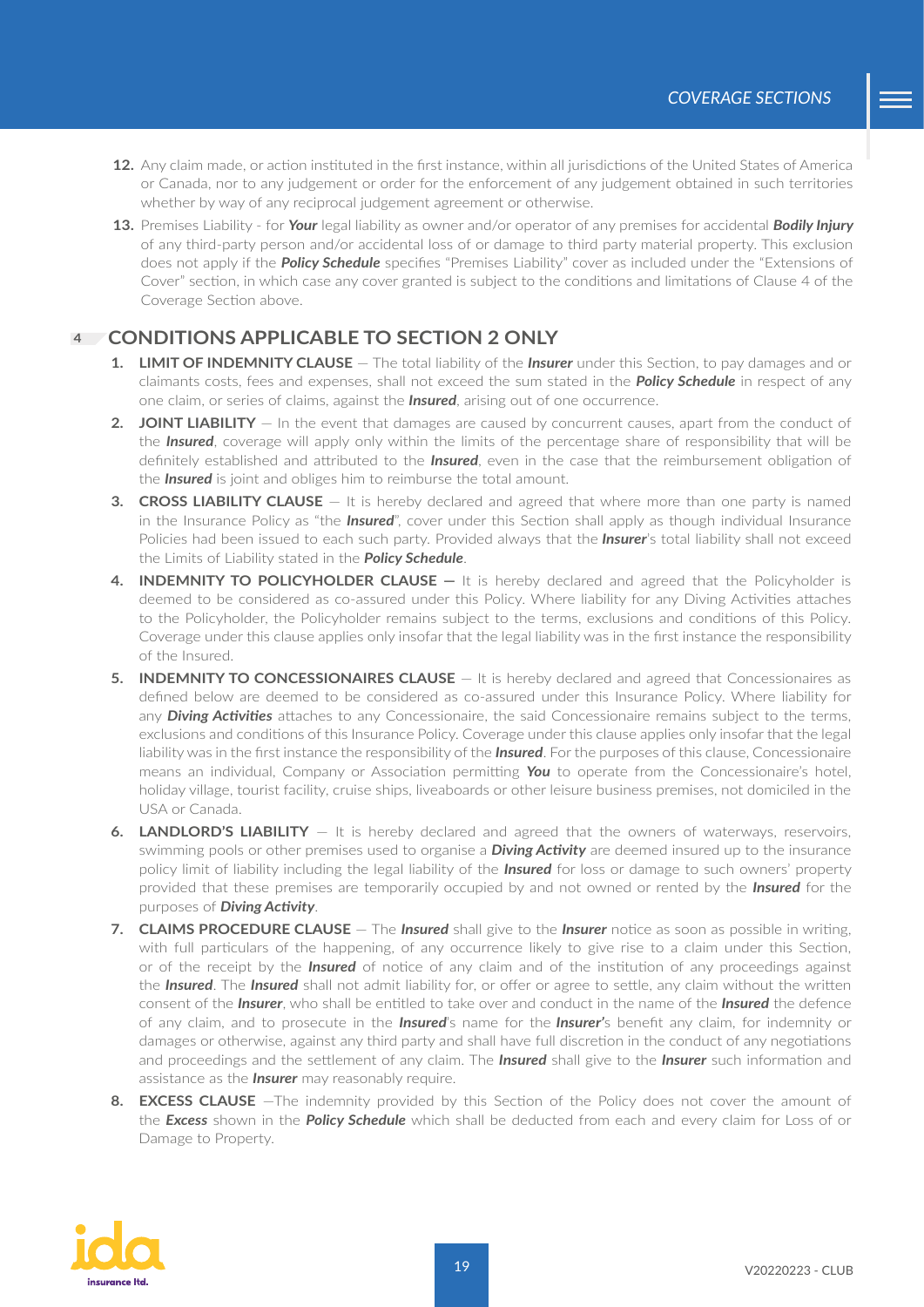12. Any claim made, or action instituted in the first instance, within all jurisdictions of the United States of America or Canada, nor to any judgement or order for the enforcement of any judgement obtained in such territories whether by way of any reciprocal judgement agreement or otherwise.
13. Premises Liability - for ***Your*** legal liability as owner and/or operator of any premises for accidental ***Bodily Injury*** of any third-party person and/or accidental loss of or damage to third party material property. This exclusion does not apply if the ***Policy Schedule*** specifies "Premises Liability" cover as included under the "Extensions of Cover" section, in which case any cover granted is subject to the conditions and limitations of Clause 4 of the Coverage Section above.

## 4 CONDITIONS APPLICABLE TO SECTION 2 ONLY

1. **LIMIT OF INDEMNITY CLAUSE** – The total liability of the ***Insurer*** under this Section, to pay damages and or claimants costs, fees and expenses, shall not exceed the sum stated in the ***Policy Schedule*** in respect of any one claim, or series of claims, against the ***Insured***, arising out of one occurrence.
2. **JOINT LIABILITY** – In the event that damages are caused by concurrent causes, apart from the conduct of the ***Insured***, coverage will apply only within the limits of the percentage share of responsibility that will be definitely established and attributed to the ***Insured***, even in the case that the reimbursement obligation of the ***Insured*** is joint and obliges him to reimburse the total amount.
3. **CROSS LIABILITY CLAUSE** – It is hereby declared and agreed that where more than one party is named in the Insurance Policy as "the ***Insured***", cover under this Section shall apply as though individual Insurance Policies had been issued to each such party. Provided always that the ***Insurer***'s total liability shall not exceed the Limits of Liability stated in the ***Policy Schedule***.
4. **INDEMNITY TO POLICYHOLDER CLAUSE –** It is hereby declared and agreed that the Policyholder is deemed to be considered as co-assured under this Policy. Where liability for any Diving Activities attaches to the Policyholder, the Policyholder remains subject to the terms, exclusions and conditions of this Policy. Coverage under this clause applies only insofar that the legal liability was in the first instance the responsibility of the Insured.
5. **INDEMNITY TO CONCESSIONAIRES CLAUSE** – It is hereby declared and agreed that Concessionaires as defined below are deemed to be considered as co-assured under this Insurance Policy. Where liability for any ***Diving Activities*** attaches to any Concessionaire, the said Concessionaire remains subject to the terms, exclusions and conditions of this Insurance Policy. Coverage under this clause applies only insofar that the legal liability was in the first instance the responsibility of the ***Insured***. For the purposes of this clause, Concessionaire means an individual, Company or Association permitting ***You*** to operate from the Concessionaire's hotel, holiday village, tourist facility, cruise ships, liveaboards or other leisure business premises, not domiciled in the USA or Canada.
6. **LANDLORD'S LIABILITY** – It is hereby declared and agreed that the owners of waterways, reservoirs, swimming pools or other premises used to organise a ***Diving Activity*** are deemed insured up to the insurance policy limit of liability including the legal liability of the ***Insured*** for loss or damage to such owners' property provided that these premises are temporarily occupied by and not owned or rented by the ***Insured*** for the purposes of ***Diving Activity***.
7. **CLAIMS PROCEDURE CLAUSE** – The ***Insured*** shall give to the ***Insurer*** notice as soon as possible in writing, with full particulars of the happening, of any occurrence likely to give rise to a claim under this Section, or of the receipt by the ***Insured*** of notice of any claim and of the institution of any proceedings against the ***Insured***. The ***Insured*** shall not admit liability for, or offer or agree to settle, any claim without the written consent of the ***Insurer***, who shall be entitled to take over and conduct in the name of the ***Insured*** the defence of any claim, and to prosecute in the ***Insured***'s name for the ***Insurer'***s benefit any claim, for indemnity or damages or otherwise, against any third party and shall have full discretion in the conduct of any negotiations and proceedings and the settlement of any claim. The ***Insured*** shall give to the ***Insurer*** such information and assistance as the ***Insurer*** may reasonably require.
8. **EXCESS CLAUSE** –The indemnity provided by this Section of the Policy does not cover the amount of the ***Excess*** shown in the ***Policy Schedule*** which shall be deducted from each and every claim for Loss of or Damage to Property.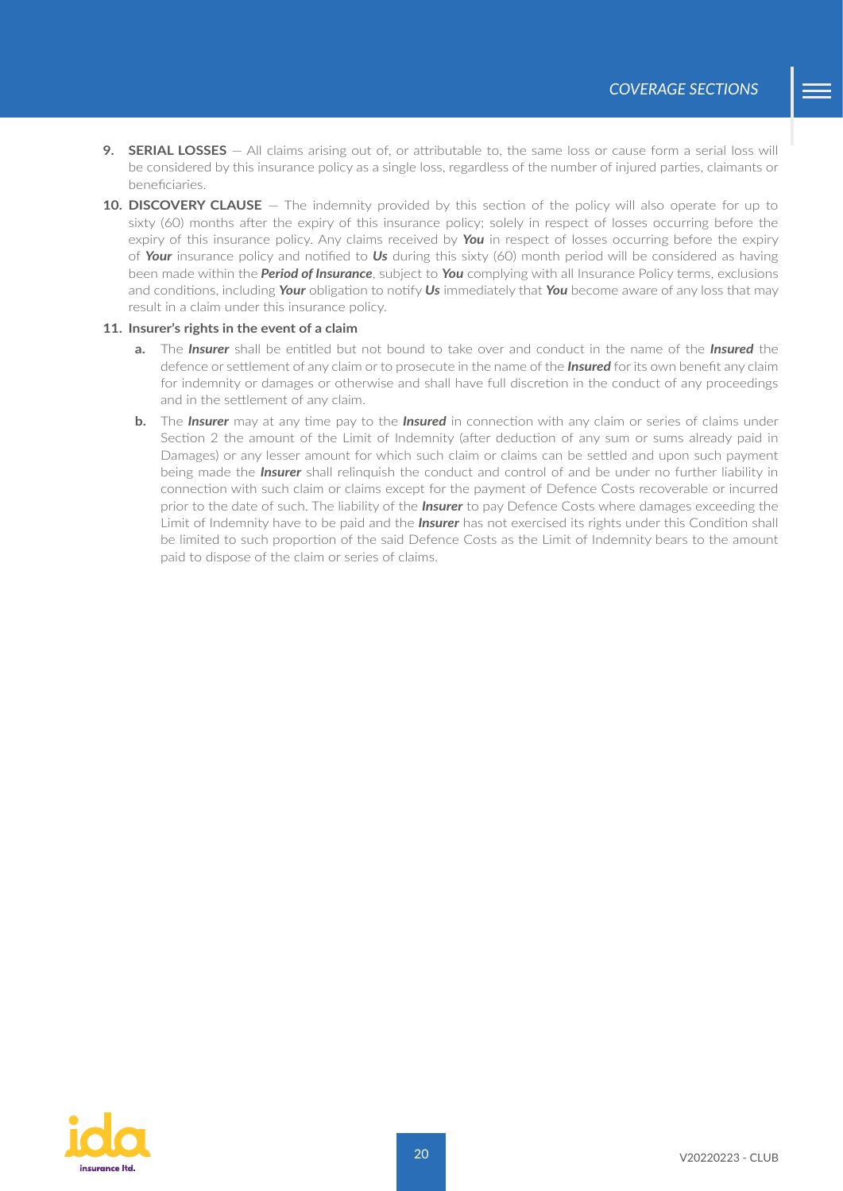9. **SERIAL LOSSES** – All claims arising out of, or attributable to, the same loss or cause form a serial loss will be considered by this insurance policy as a single loss, regardless of the number of injured parties, claimants or beneficiaries.

10. **DISCOVERY CLAUSE** – The indemnity provided by this section of the policy will also operate for up to sixty (60) months after the expiry of this insurance policy; solely in respect of losses occurring before the expiry of this insurance policy. Any claims received by ***You*** in respect of losses occurring before the expiry of ***Your*** insurance policy and notified to ***Us*** during this sixty (60) month period will be considered as having been made within the ***Period of Insurance***, subject to ***You*** complying with all Insurance Policy terms, exclusions and conditions, including ***Your*** obligation to notify ***Us*** immediately that ***You*** become aware of any loss that may result in a claim under this insurance policy.

11. **Insurer's rights in the event of a claim**

    a. The ***Insurer*** shall be entitled but not bound to take over and conduct in the name of the ***Insured*** the defence or settlement of any claim or to prosecute in the name of the ***Insured*** for its own benefit any claim for indemnity or damages or otherwise and shall have full discretion in the conduct of any proceedings and in the settlement of any claim.

    b. The ***Insurer*** may at any time pay to the ***Insured*** in connection with any claim or series of claims under Section 2 the amount of the Limit of Indemnity (after deduction of any sum or sums already paid in Damages) or any lesser amount for which such claim or claims can be settled and upon such payment being made the ***Insurer*** shall relinquish the conduct and control of and be under no further liability in connection with such claim or claims except for the payment of Defence Costs recoverable or incurred prior to the date of such. The liability of the ***Insurer*** to pay Defence Costs where damages exceeding the Limit of Indemnity have to be paid and the ***Insurer*** has not exercised its rights under this Condition shall be limited to such proportion of the said Defence Costs as the Limit of Indemnity bears to the amount paid to dispose of the claim or series of claims.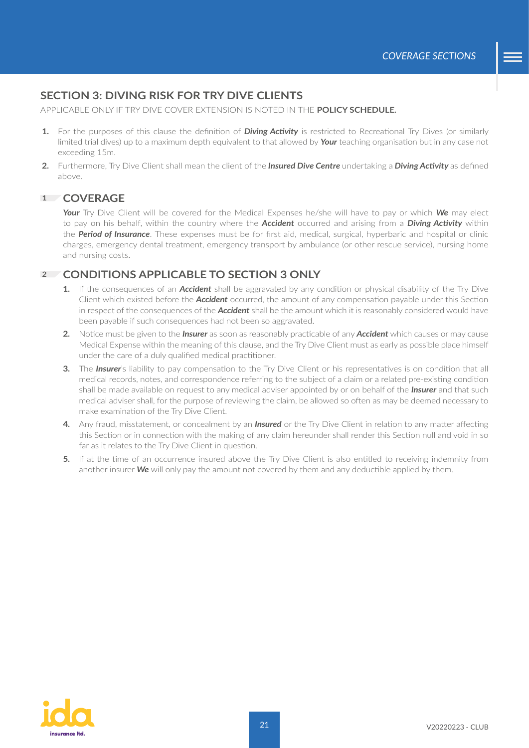## SECTION 3: DIVING RISK FOR TRY DIVE CLIENTS

APPLICABLE ONLY IF TRY DIVE COVER EXTENSION IS NOTED IN THE **POLICY SCHEDULE.**

1. For the purposes of this clause the definition of ***Diving Activity*** is restricted to Recreational Try Dives (or similarly limited trial dives) up to a maximum depth equivalent to that allowed by ***Your*** teaching organisation but in any case not exceeding 15m.
2. Furthermore, Try Dive Client shall mean the client of the ***Insured Dive Centre*** undertaking a ***Diving Activity*** as defined above.

### 1 COVERAGE

***Your*** Try Dive Client will be covered for the Medical Expenses he/she will have to pay or which ***We*** may elect to pay on his behalf, within the country where the ***Accident*** occurred and arising from a ***Diving Activity*** within the ***Period of Insurance***. These expenses must be for first aid, medical, surgical, hyperbaric and hospital or clinic charges, emergency dental treatment, emergency transport by ambulance (or other rescue service), nursing home and nursing costs.

### 2 CONDITIONS APPLICABLE TO SECTION 3 ONLY

1. If the consequences of an ***Accident*** shall be aggravated by any condition or physical disability of the Try Dive Client which existed before the ***Accident*** occurred, the amount of any compensation payable under this Section in respect of the consequences of the ***Accident*** shall be the amount which it is reasonably considered would have been payable if such consequences had not been so aggravated.
2. Notice must be given to the ***Insurer*** as soon as reasonably practicable of any ***Accident*** which causes or may cause Medical Expense within the meaning of this clause, and the Try Dive Client must as early as possible place himself under the care of a duly qualified medical practitioner.
3. The ***Insurer***'s liability to pay compensation to the Try Dive Client or his representatives is on condition that all medical records, notes, and correspondence referring to the subject of a claim or a related pre-existing condition shall be made available on request to any medical adviser appointed by or on behalf of the ***Insurer*** and that such medical adviser shall, for the purpose of reviewing the claim, be allowed so often as may be deemed necessary to make examination of the Try Dive Client.
4. Any fraud, misstatement, or concealment by an ***Insured*** or the Try Dive Client in relation to any matter affecting this Section or in connection with the making of any claim hereunder shall render this Section null and void in so far as it relates to the Try Dive Client in question.
5. If at the time of an occurrence insured above the Try Dive Client is also entitled to receiving indemnity from another insurer ***We*** will only pay the amount not covered by them and any deductible applied by them.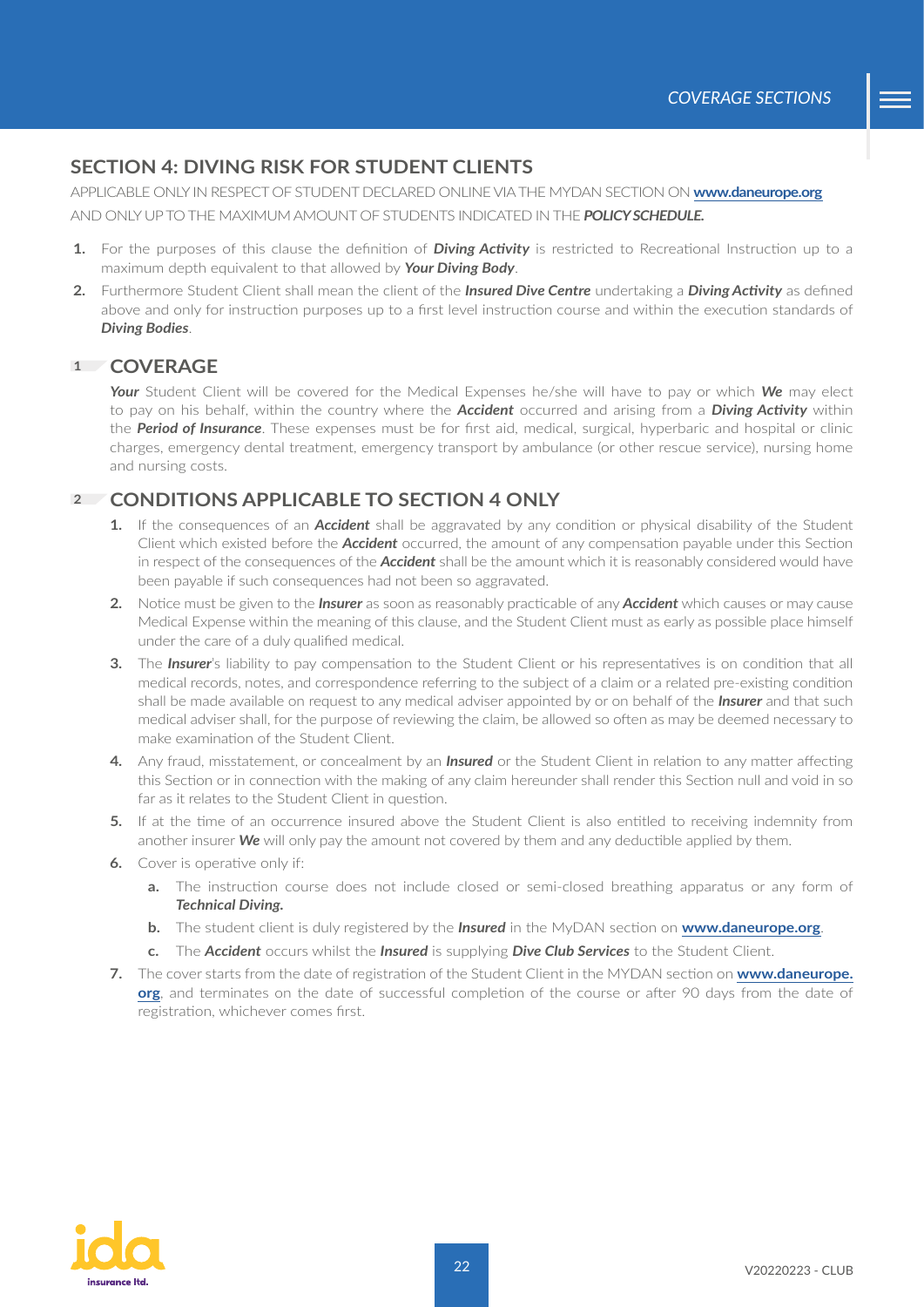## SECTION 4: DIVING RISK FOR STUDENT CLIENTS

APPLICABLE ONLY IN RESPECT OF STUDENT DECLARED ONLINE VIA THE MYDAN SECTION ON **www.daneurope.org** AND ONLY UP TO THE MAXIMUM AMOUNT OF STUDENTS INDICATED IN THE ***POLICY SCHEDULE.***

1. For the purposes of this clause the definition of ***Diving Activity*** is restricted to Recreational Instruction up to a maximum depth equivalent to that allowed by ***Your Diving Body***.
2. Furthermore Student Client shall mean the client of the ***Insured Dive Centre*** undertaking a ***Diving Activity*** as defined above and only for instruction purposes up to a first level instruction course and within the execution standards of ***Diving Bodies***.

### 1 COVERAGE

***Your*** Student Client will be covered for the Medical Expenses he/she will have to pay or which ***We*** may elect to pay on his behalf, within the country where the ***Accident*** occurred and arising from a ***Diving Activity*** within the ***Period of Insurance***. These expenses must be for first aid, medical, surgical, hyperbaric and hospital or clinic charges, emergency dental treatment, emergency transport by ambulance (or other rescue service), nursing home and nursing costs.

### 2 CONDITIONS APPLICABLE TO SECTION 4 ONLY

1. If the consequences of an ***Accident*** shall be aggravated by any condition or physical disability of the Student Client which existed before the ***Accident*** occurred, the amount of any compensation payable under this Section in respect of the consequences of the ***Accident*** shall be the amount which it is reasonably considered would have been payable if such consequences had not been so aggravated.
2. Notice must be given to the ***Insurer*** as soon as reasonably practicable of any ***Accident*** which causes or may cause Medical Expense within the meaning of this clause, and the Student Client must as early as possible place himself under the care of a duly qualified medical.
3. The ***Insurer***'s liability to pay compensation to the Student Client or his representatives is on condition that all medical records, notes, and correspondence referring to the subject of a claim or a related pre-existing condition shall be made available on request to any medical adviser appointed by or on behalf of the ***Insurer*** and that such medical adviser shall, for the purpose of reviewing the claim, be allowed so often as may be deemed necessary to make examination of the Student Client.
4. Any fraud, misstatement, or concealment by an ***Insured*** or the Student Client in relation to any matter affecting this Section or in connection with the making of any claim hereunder shall render this Section null and void in so far as it relates to the Student Client in question.
5. If at the time of an occurrence insured above the Student Client is also entitled to receiving indemnity from another insurer ***We*** will only pay the amount not covered by them and any deductible applied by them.
6. Cover is operative only if:
   a. The instruction course does not include closed or semi-closed breathing apparatus or any form of ***Technical Diving.***
   b. The student client is duly registered by the ***Insured*** in the MyDAN section on **www.daneurope.org**.
   c. The ***Accident*** occurs whilst the ***Insured*** is supplying ***Dive Club Services*** to the Student Client.
7. The cover starts from the date of registration of the Student Client in the MYDAN section on **www.daneurope.org**, and terminates on the date of successful completion of the course or after 90 days from the date of registration, whichever comes first.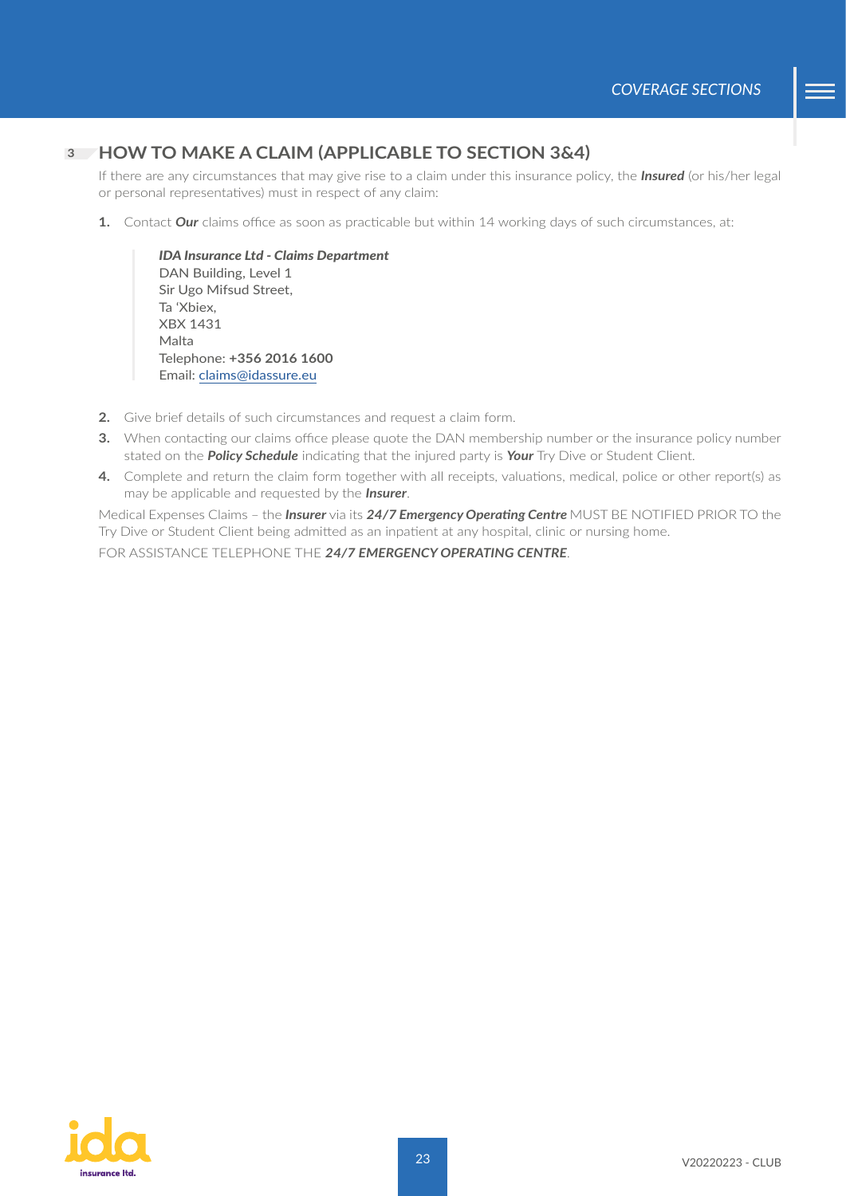## 3 HOW TO MAKE A CLAIM (APPLICABLE TO SECTION 3&4)

If there are any circumstances that may give rise to a claim under this insurance policy, the ***Insured*** (or his/her legal or personal representatives) must in respect of any claim:

1. Contact ***Our*** claims office as soon as practicable but within 14 working days of such circumstances, at:

   > ***IDA Insurance Ltd - Claims Department***
   > DAN Building, Level 1
   > Sir Ugo Mifsud Street,
   > Ta 'Xbiex,
   > XBX 1431
   > Malta
   > Telephone: **+356 2016 1600**
   > Email: claims@idassure.eu

2. Give brief details of such circumstances and request a claim form.
3. When contacting our claims office please quote the DAN membership number or the insurance policy number stated on the ***Policy Schedule*** indicating that the injured party is ***Your*** Try Dive or Student Client.
4. Complete and return the claim form together with all receipts, valuations, medical, police or other report(s) as may be applicable and requested by the ***Insurer***.

Medical Expenses Claims – the ***Insurer*** via its ***24/7 Emergency Operating Centre*** MUST BE NOTIFIED PRIOR TO the Try Dive or Student Client being admitted as an inpatient at any hospital, clinic or nursing home.

FOR ASSISTANCE TELEPHONE THE ***24/7 EMERGENCY OPERATING CENTRE***.